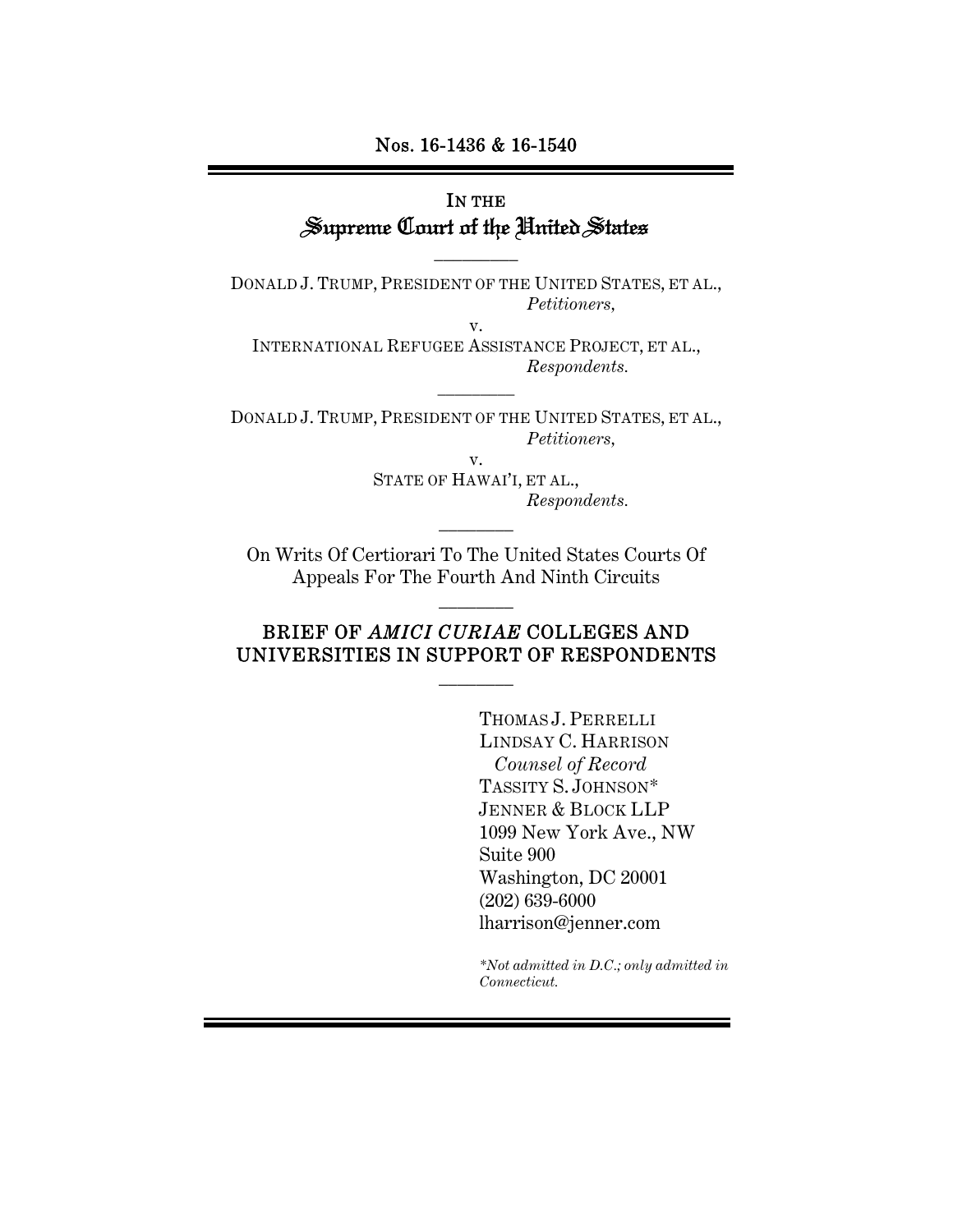Nos. 16-1436 & 16-1540

---

IN THE
# Supreme Court of the United States

---

DONALD J. TRUMP, PRESIDENT OF THE UNITED STATES, ET AL.,
*Petitioners*,

v.

INTERNATIONAL REFUGEE ASSISTANCE PROJECT, ET AL.,
*Respondents.*

---

DONALD J. TRUMP, PRESIDENT OF THE UNITED STATES, ET AL.,
*Petitioners*,

v.

STATE OF HAWAI'I, ET AL.,
*Respondents.*

---

On Writs Of Certiorari To The United States Courts Of Appeals For The Fourth And Ninth Circuits

---

## BRIEF OF *AMICI CURIAE* COLLEGES AND UNIVERSITIES IN SUPPORT OF RESPONDENTS

---

THOMAS J. PERRELLI
LINDSAY C. HARRISON
*Counsel of Record*
TASSITY S. JOHNSON*
JENNER & BLOCK LLP
1099 New York Ave., NW
Suite 900
Washington, DC 20001
(202) 639-6000
lharrison@jenner.com

*\*Not admitted in D.C.; only admitted in Connecticut.*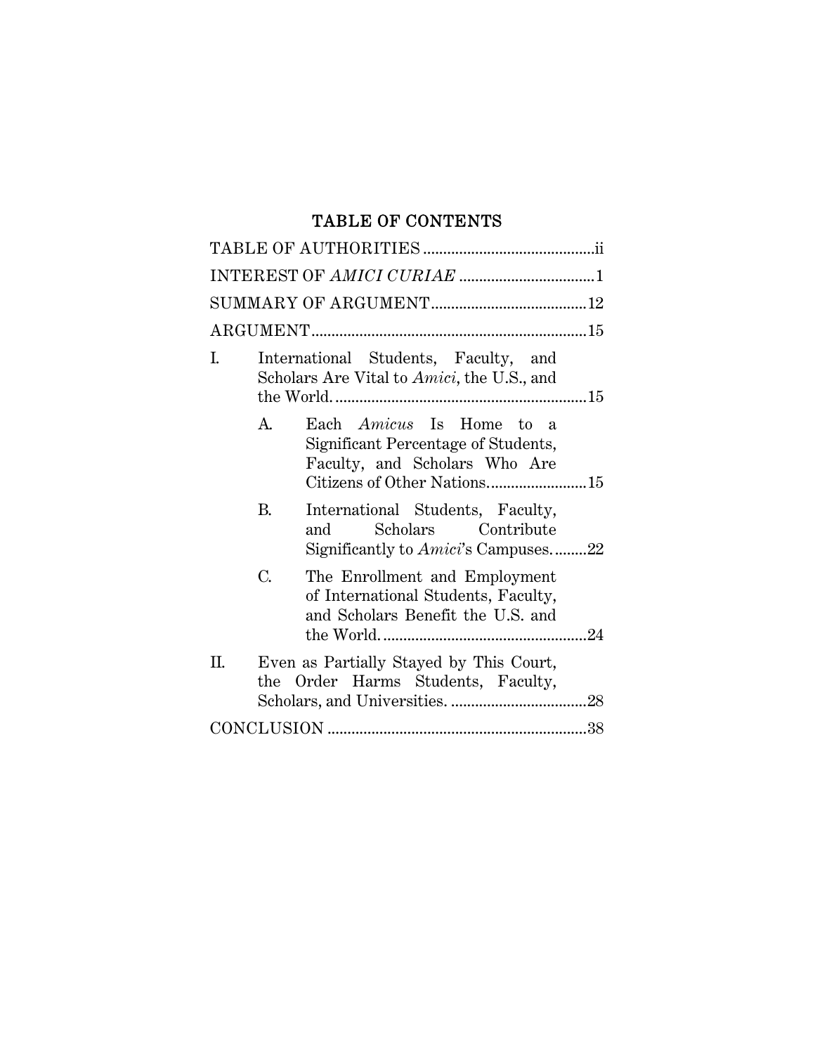# TABLE OF CONTENTS

TABLE OF AUTHORITIES ........................................... ii

INTEREST OF *AMICI CURIAE* ................................. 1

SUMMARY OF ARGUMENT ....................................... 12

ARGUMENT ..................................................................... 15

I. International Students, Faculty, and Scholars Are Vital to *Amici*, the U.S., and the World. ............................................................... 15

   A. Each *Amicus* Is Home to a Significant Percentage of Students, Faculty, and Scholars Who Are Citizens of Other Nations. ........................ 15

   B. International Students, Faculty, and Scholars Contribute Significantly to *Amici*'s Campuses. ........ 22

   C. The Enrollment and Employment of International Students, Faculty, and Scholars Benefit the U.S. and the World. ................................................... 24

II. Even as Partially Stayed by This Court, the Order Harms Students, Faculty, Scholars, and Universities. .................................. 28

CONCLUSION ................................................................ 38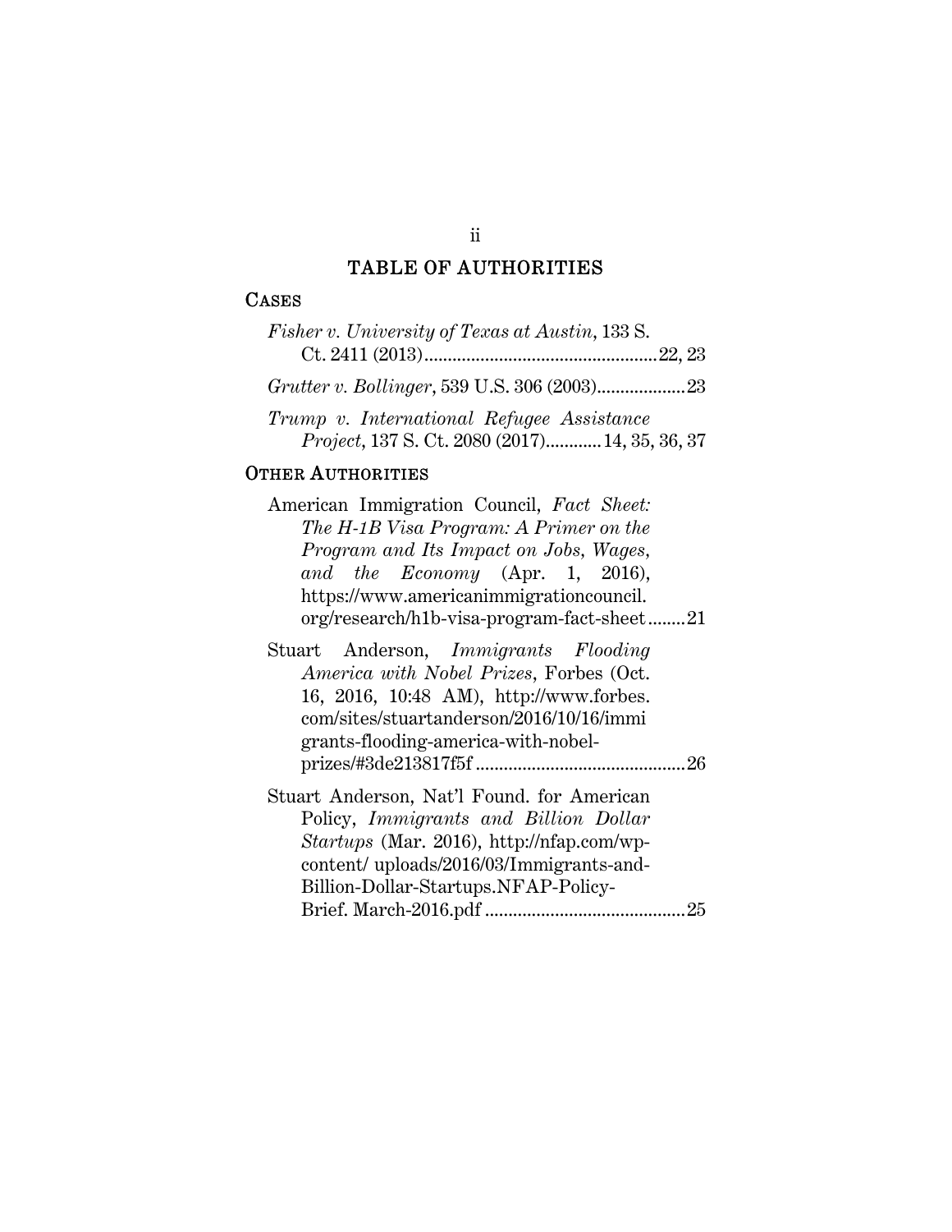# TABLE OF AUTHORITIES

## CASES

*Fisher v. University of Texas at Austin*, 133 S. Ct. 2411 (2013)....................22, 23

*Grutter v. Bollinger*, 539 U.S. 306 (2003)....................23

*Trump v. International Refugee Assistance Project*, 137 S. Ct. 2080 (2017)............14, 35, 36, 37

## OTHER AUTHORITIES

American Immigration Council, *Fact Sheet: The H-1B Visa Program: A Primer on the Program and Its Impact on Jobs, Wages, and the Economy* (Apr. 1, 2016), https://www.americanimmigrationcouncil.org/research/h1b-visa-program-fact-sheet........21

Stuart Anderson, *Immigrants Flooding America with Nobel Prizes*, Forbes (Oct. 16, 2016, 10:48 AM), http://www.forbes.com/sites/stuartanderson/2016/10/16/immigrants-flooding-america-with-nobel-prizes/#3de213817f5f............26

Stuart Anderson, Nat'l Found. for American Policy, *Immigrants and Billion Dollar Startups* (Mar. 2016), http://nfap.com/wp-content/ uploads/2016/03/Immigrants-and-Billion-Dollar-Startups.NFAP-Policy-Brief. March-2016.pdf............25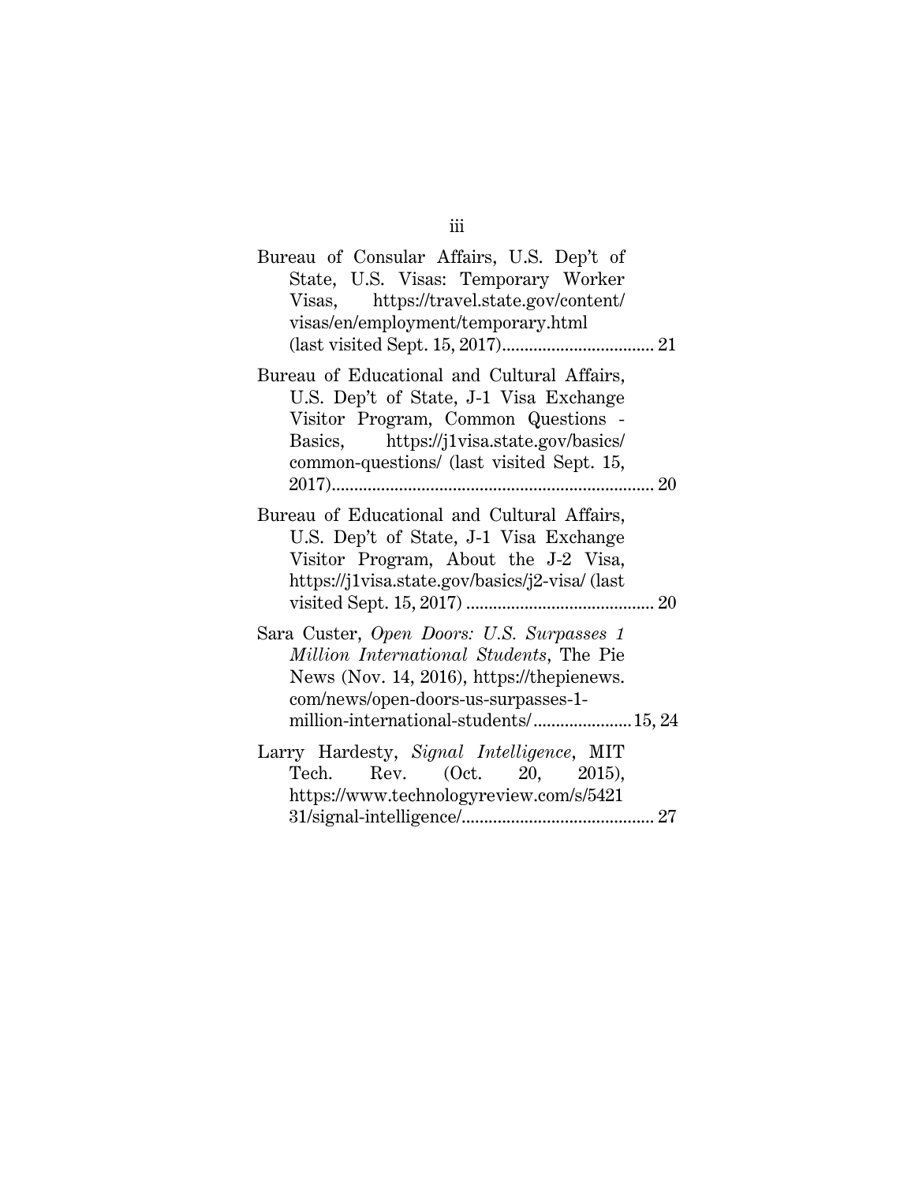Bureau of Consular Affairs, U.S. Dep't of State, U.S. Visas: Temporary Worker Visas, https://travel.state.gov/content/visas/en/employment/temporary.html (last visited Sept. 15, 2017).................................. 21

Bureau of Educational and Cultural Affairs, U.S. Dep't of State, J-1 Visa Exchange Visitor Program, Common Questions - Basics, https://j1visa.state.gov/basics/common-questions/ (last visited Sept. 15, 2017)........................................................................ 20

Bureau of Educational and Cultural Affairs, U.S. Dep't of State, J-1 Visa Exchange Visitor Program, About the J-2 Visa, https://j1visa.state.gov/basics/j2-visa/ (last visited Sept. 15, 2017) .......................................... 20

Sara Custer, *Open Doors: U.S. Surpasses 1 Million International Students*, The Pie News (Nov. 14, 2016), https://thepienews.com/news/open-doors-us-surpasses-1-million-international-students/......................15, 24

Larry Hardesty, *Signal Intelligence*, MIT Tech. Rev. (Oct. 20, 2015), https://www.technologyreview.com/s/542131/signal-intelligence/........................................... 27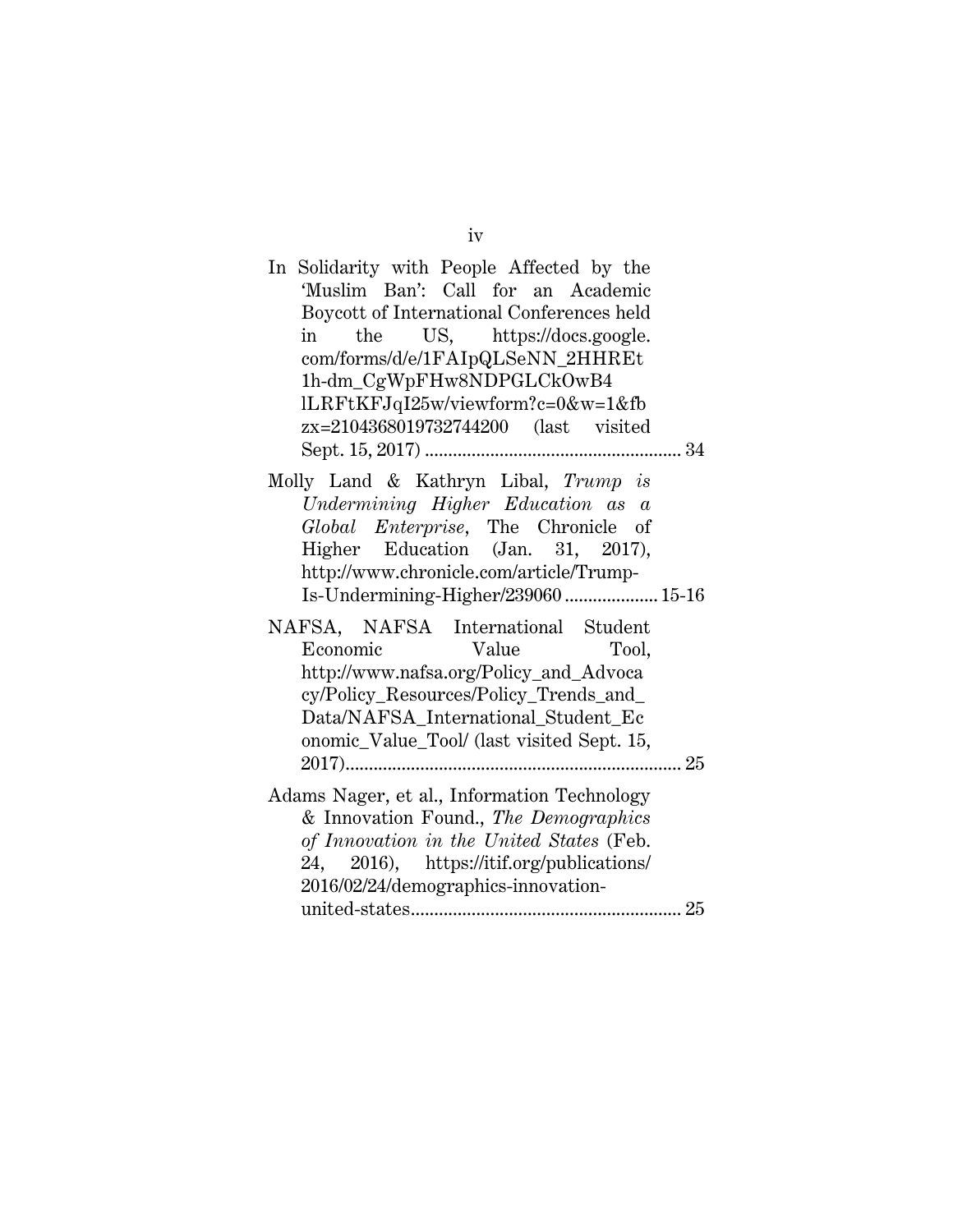In Solidarity with People Affected by the 'Muslim Ban': Call for an Academic Boycott of International Conferences held in the US, https://docs.google.com/forms/d/e/1FAIpQLSeNN_2HHREt1h-dm_CgWpFHw8NDPGLCkOwB4lLRFtKFJqI25w/viewform?c=0&w=1&fbzx=2104368019732744200 (last visited Sept. 15, 2017) ....................................................... 34

Molly Land & Kathryn Libal, *Trump is Undermining Higher Education as a Global Enterprise*, The Chronicle of Higher Education (Jan. 31, 2017), http://www.chronicle.com/article/Trump-Is-Undermining-Higher/239060 .................... 15-16

NAFSA, NAFSA International Student Economic Value Tool, http://www.nafsa.org/Policy_and_Advocacy/Policy_Resources/Policy_Trends_and_Data/NAFSA_International_Student_Economic_Value_Tool/ (last visited Sept. 15, 2017)........................................................................ 25

Adams Nager, et al., Information Technology & Innovation Found., *The Demographics of Innovation in the United States* (Feb. 24, 2016), https://itif.org/publications/2016/02/24/demographics-innovation-united-states......................................................... 25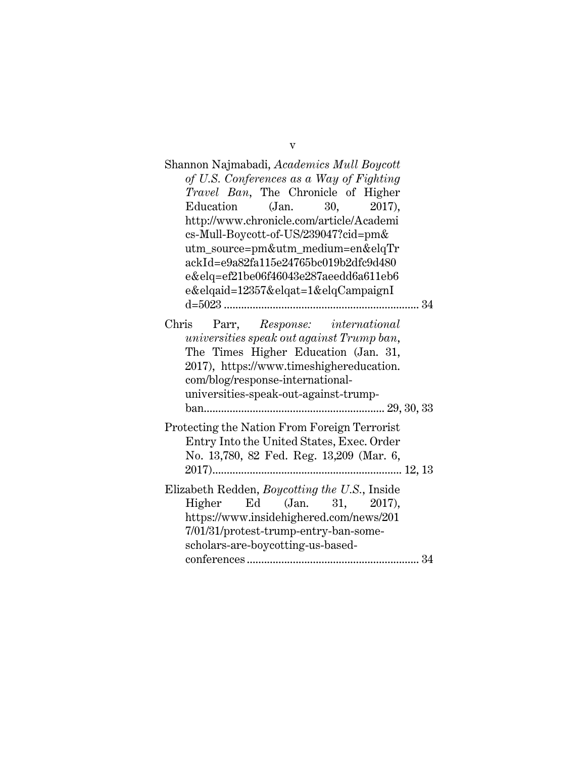Shannon Najmabadi, *Academics Mull Boycott of U.S. Conferences as a Way of Fighting Travel Ban*, The Chronicle of Higher Education (Jan. 30, 2017), http://www.chronicle.com/article/Academics-Mull-Boycott-of-US/239047?cid=pm&utm_source=pm&utm_medium=en&elqTrackId=e9a82fa115e24765bc019b2dfc9d480e&elq=ef21be06f46043e287aeedd6a611eb6e&elqaid=12357&elqat=1&elqCampaignId=5023 .................................................................. 34

Chris Parr, *Response: international universities speak out against Trump ban*, The Times Higher Education (Jan. 31, 2017), https://www.timeshighereducation.com/blog/response-international-universities-speak-out-against-trump-ban.............................................................. 29, 30, 33

Protecting the Nation From Foreign Terrorist Entry Into the United States, Exec. Order No. 13,780, 82 Fed. Reg. 13,209 (Mar. 6, 2017)................................................................. 12, 13

Elizabeth Redden, *Boycotting the U.S.*, Inside Higher Ed (Jan. 31, 2017), https://www.insidehighered.com/news/2017/01/31/protest-trump-entry-ban-some-scholars-are-boycotting-us-based-conferences ........................................................... 34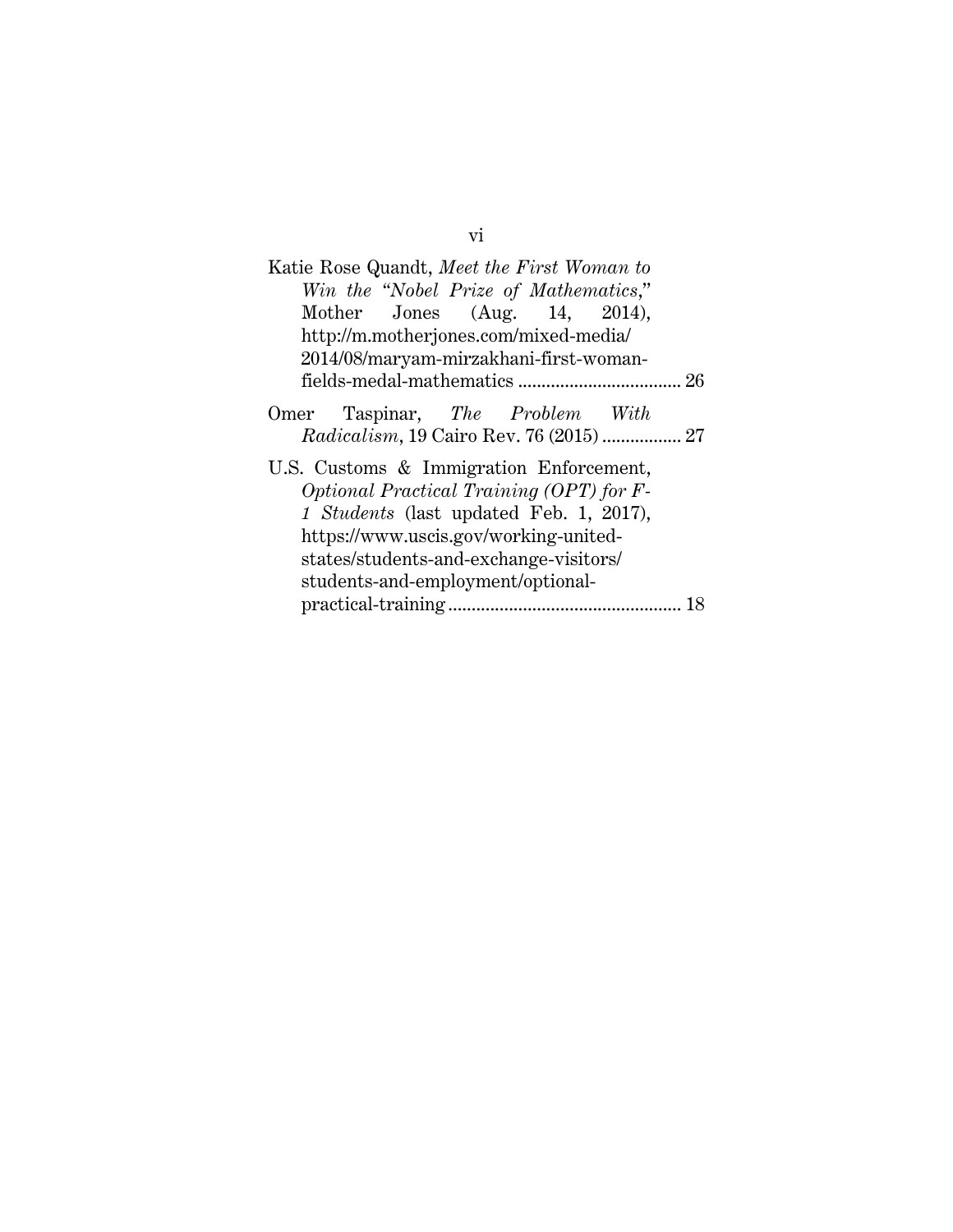Katie Rose Quandt, *Meet the First Woman to Win the "Nobel Prize of Mathematics,"* Mother Jones (Aug. 14, 2014), http://m.motherjones.com/mixed-media/2014/08/maryam-mirzakhani-first-woman-fields-medal-mathematics .................................. 26

Omer Taspinar, *The Problem With Radicalism*, 19 Cairo Rev. 76 (2015) ................. 27

U.S. Customs & Immigration Enforcement, *Optional Practical Training (OPT) for F-1 Students* (last updated Feb. 1, 2017), https://www.uscis.gov/working-united-states/students-and-exchange-visitors/students-and-employment/optional-practical-training .................................................. 18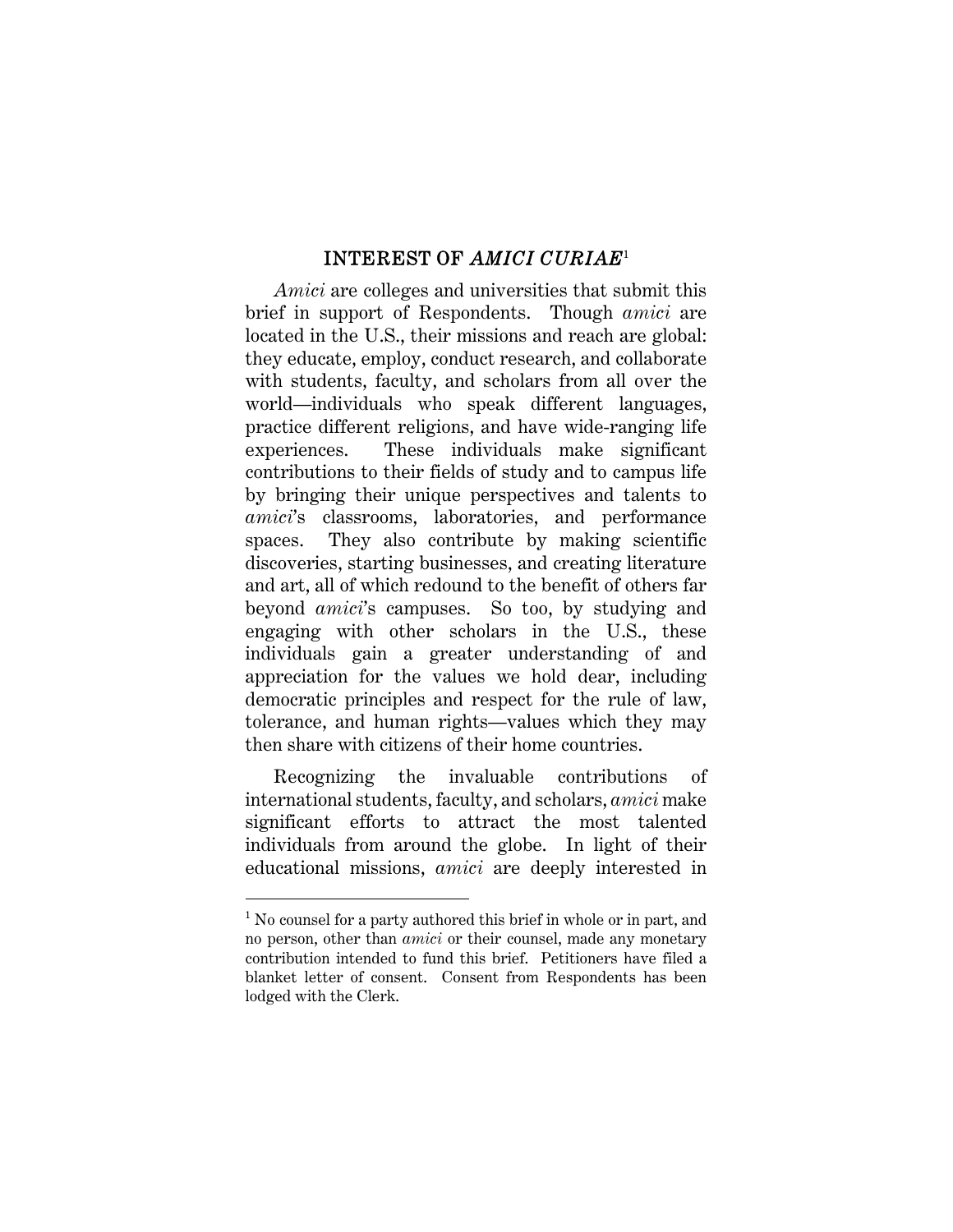## INTEREST OF *AMICI CURIAE*[1]

*Amici* are colleges and universities that submit this brief in support of Respondents. Though *amici* are located in the U.S., their missions and reach are global: they educate, employ, conduct research, and collaborate with students, faculty, and scholars from all over the world—individuals who speak different languages, practice different religions, and have wide-ranging life experiences. These individuals make significant contributions to their fields of study and to campus life by bringing their unique perspectives and talents to *amici*'s classrooms, laboratories, and performance spaces. They also contribute by making scientific discoveries, starting businesses, and creating literature and art, all of which redound to the benefit of others far beyond *amici*'s campuses. So too, by studying and engaging with other scholars in the U.S., these individuals gain a greater understanding of and appreciation for the values we hold dear, including democratic principles and respect for the rule of law, tolerance, and human rights—values which they may then share with citizens of their home countries.

Recognizing the invaluable contributions of international students, faculty, and scholars, *amici* make significant efforts to attract the most talented individuals from around the globe. In light of their educational missions, *amici* are deeply interested in

---

[1] No counsel for a party authored this brief in whole or in part, and no person, other than *amici* or their counsel, made any monetary contribution intended to fund this brief. Petitioners have filed a blanket letter of consent. Consent from Respondents has been lodged with the Clerk.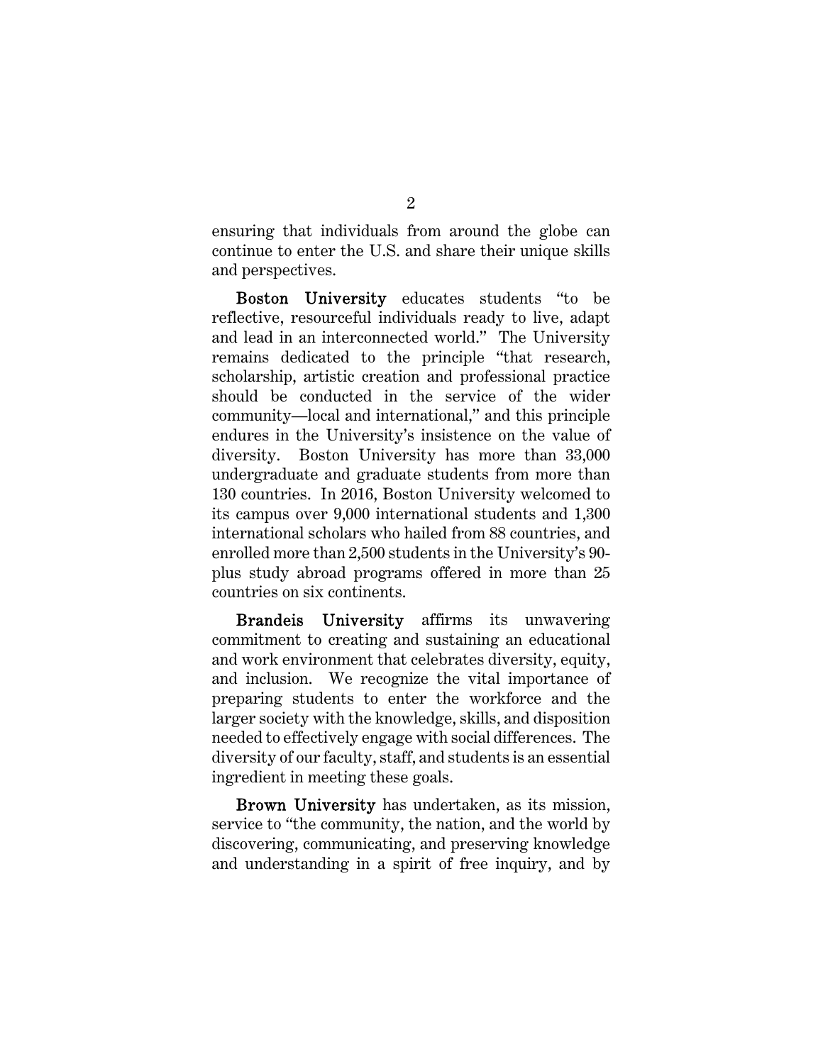ensuring that individuals from around the globe can continue to enter the U.S. and share their unique skills and perspectives.

**Boston University** educates students "to be reflective, resourceful individuals ready to live, adapt and lead in an interconnected world." The University remains dedicated to the principle "that research, scholarship, artistic creation and professional practice should be conducted in the service of the wider community—local and international," and this principle endures in the University's insistence on the value of diversity. Boston University has more than 33,000 undergraduate and graduate students from more than 130 countries. In 2016, Boston University welcomed to its campus over 9,000 international students and 1,300 international scholars who hailed from 88 countries, and enrolled more than 2,500 students in the University's 90-plus study abroad programs offered in more than 25 countries on six continents.

**Brandeis University** affirms its unwavering commitment to creating and sustaining an educational and work environment that celebrates diversity, equity, and inclusion. We recognize the vital importance of preparing students to enter the workforce and the larger society with the knowledge, skills, and disposition needed to effectively engage with social differences. The diversity of our faculty, staff, and students is an essential ingredient in meeting these goals.

**Brown University** has undertaken, as its mission, service to "the community, the nation, and the world by discovering, communicating, and preserving knowledge and understanding in a spirit of free inquiry, and by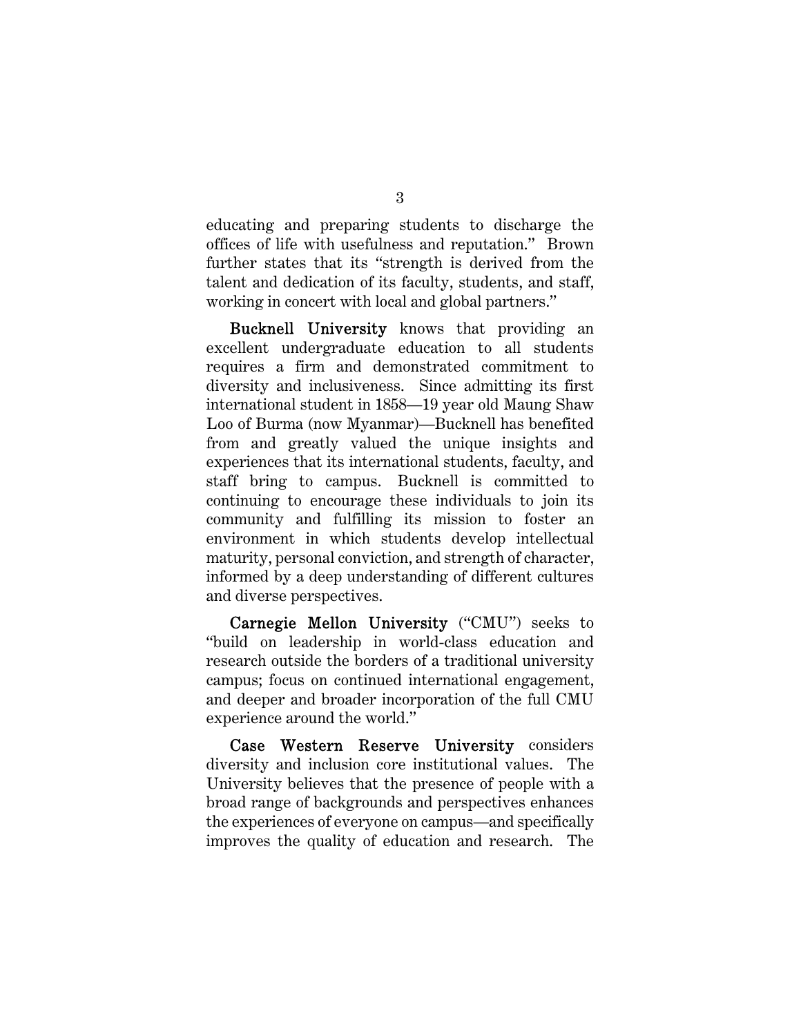educating and preparing students to discharge the offices of life with usefulness and reputation." Brown further states that its "strength is derived from the talent and dedication of its faculty, students, and staff, working in concert with local and global partners."

**Bucknell University** knows that providing an excellent undergraduate education to all students requires a firm and demonstrated commitment to diversity and inclusiveness. Since admitting its first international student in 1858—19 year old Maung Shaw Loo of Burma (now Myanmar)—Bucknell has benefited from and greatly valued the unique insights and experiences that its international students, faculty, and staff bring to campus. Bucknell is committed to continuing to encourage these individuals to join its community and fulfilling its mission to foster an environment in which students develop intellectual maturity, personal conviction, and strength of character, informed by a deep understanding of different cultures and diverse perspectives.

**Carnegie Mellon University** ("CMU") seeks to "build on leadership in world-class education and research outside the borders of a traditional university campus; focus on continued international engagement, and deeper and broader incorporation of the full CMU experience around the world."

**Case Western Reserve University** considers diversity and inclusion core institutional values. The University believes that the presence of people with a broad range of backgrounds and perspectives enhances the experiences of everyone on campus—and specifically improves the quality of education and research. The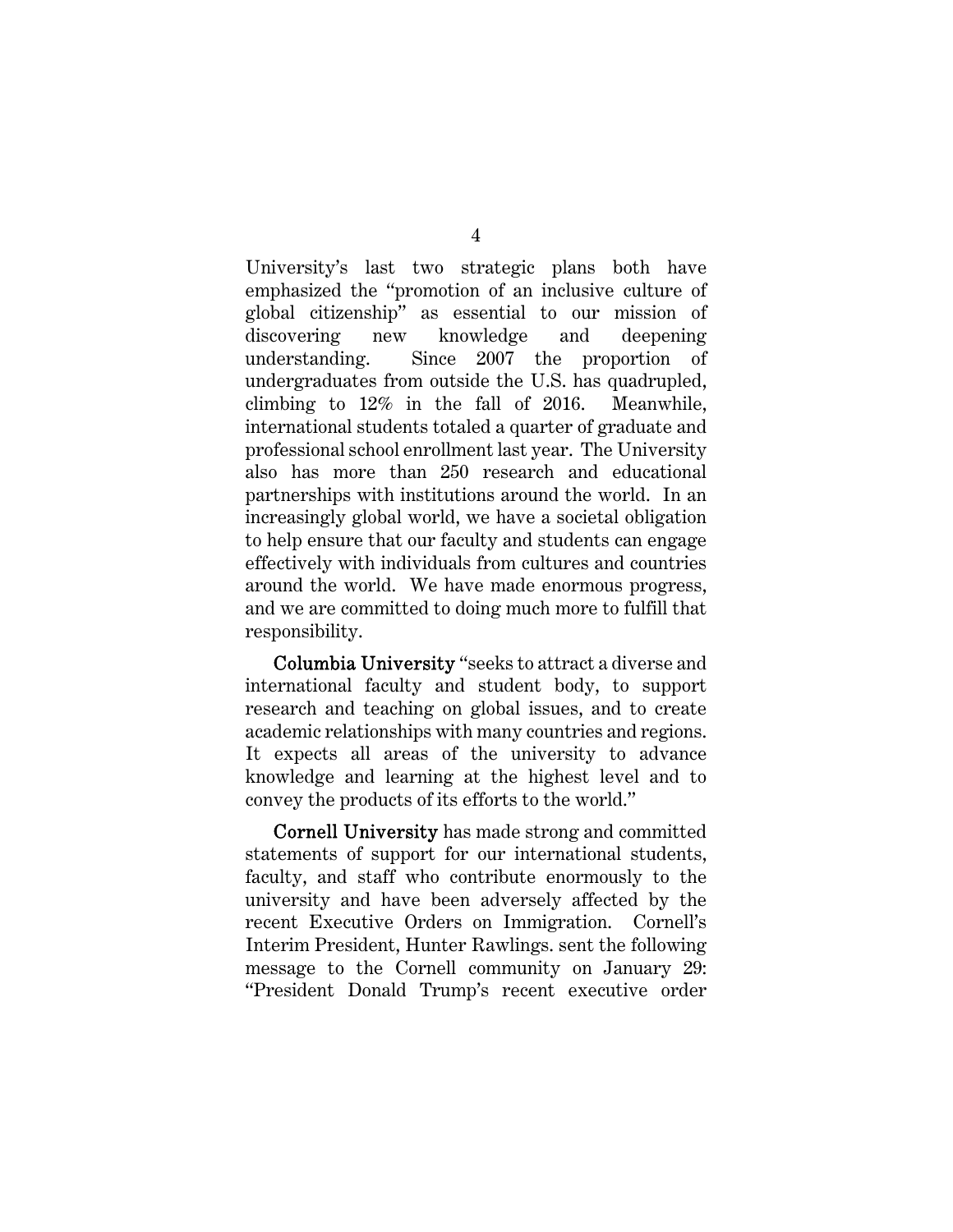University's last two strategic plans both have emphasized the "promotion of an inclusive culture of global citizenship" as essential to our mission of discovering new knowledge and deepening understanding. Since 2007 the proportion of undergraduates from outside the U.S. has quadrupled, climbing to 12% in the fall of 2016. Meanwhile, international students totaled a quarter of graduate and professional school enrollment last year. The University also has more than 250 research and educational partnerships with institutions around the world. In an increasingly global world, we have a societal obligation to help ensure that our faculty and students can engage effectively with individuals from cultures and countries around the world. We have made enormous progress, and we are committed to doing much more to fulfill that responsibility.

**Columbia University** "seeks to attract a diverse and international faculty and student body, to support research and teaching on global issues, and to create academic relationships with many countries and regions. It expects all areas of the university to advance knowledge and learning at the highest level and to convey the products of its efforts to the world."

**Cornell University** has made strong and committed statements of support for our international students, faculty, and staff who contribute enormously to the university and have been adversely affected by the recent Executive Orders on Immigration. Cornell's Interim President, Hunter Rawlings. sent the following message to the Cornell community on January 29: "President Donald Trump's recent executive order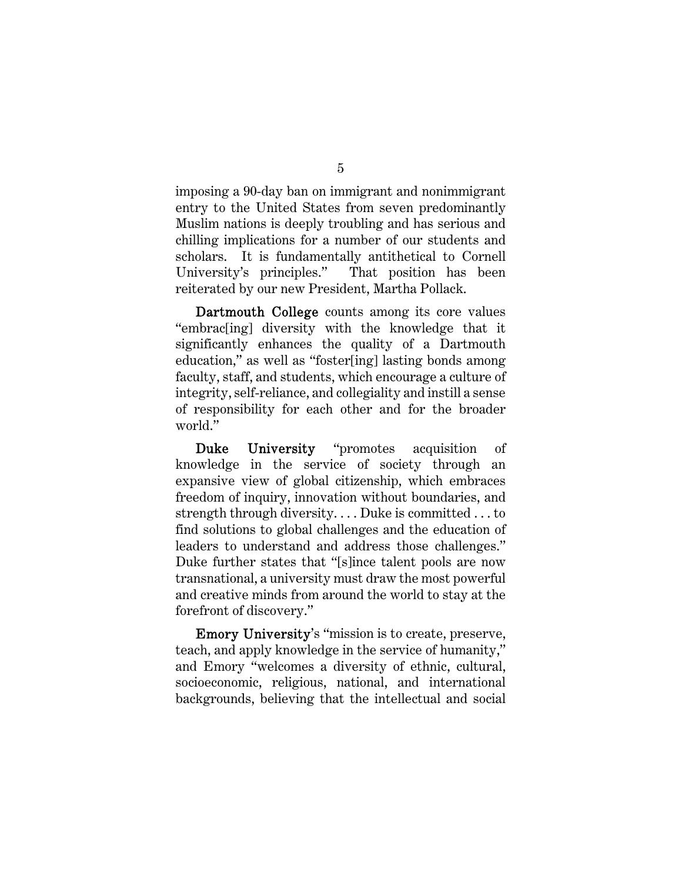imposing a 90-day ban on immigrant and nonimmigrant entry to the United States from seven predominantly Muslim nations is deeply troubling and has serious and chilling implications for a number of our students and scholars. It is fundamentally antithetical to Cornell University's principles." That position has been reiterated by our new President, Martha Pollack.

**Dartmouth College** counts among its core values "embrac[ing] diversity with the knowledge that it significantly enhances the quality of a Dartmouth education," as well as "foster[ing] lasting bonds among faculty, staff, and students, which encourage a culture of integrity, self-reliance, and collegiality and instill a sense of responsibility for each other and for the broader world."

**Duke University** "promotes acquisition of knowledge in the service of society through an expansive view of global citizenship, which embraces freedom of inquiry, innovation without boundaries, and strength through diversity. . . . Duke is committed . . . to find solutions to global challenges and the education of leaders to understand and address those challenges." Duke further states that "[s]ince talent pools are now transnational, a university must draw the most powerful and creative minds from around the world to stay at the forefront of discovery."

**Emory University**'s "mission is to create, preserve, teach, and apply knowledge in the service of humanity," and Emory "welcomes a diversity of ethnic, cultural, socioeconomic, religious, national, and international backgrounds, believing that the intellectual and social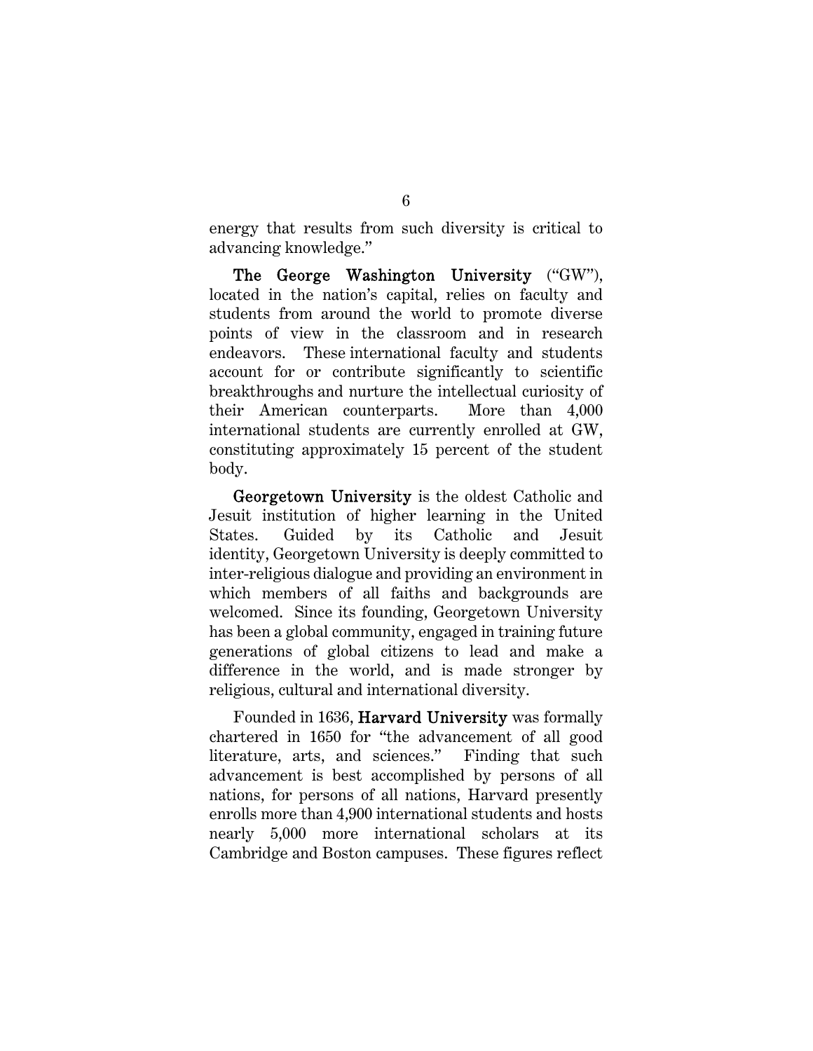energy that results from such diversity is critical to advancing knowledge."

**The George Washington University** ("GW"), located in the nation's capital, relies on faculty and students from around the world to promote diverse points of view in the classroom and in research endeavors. These international faculty and students account for or contribute significantly to scientific breakthroughs and nurture the intellectual curiosity of their American counterparts. More than 4,000 international students are currently enrolled at GW, constituting approximately 15 percent of the student body.

**Georgetown University** is the oldest Catholic and Jesuit institution of higher learning in the United States. Guided by its Catholic and Jesuit identity, Georgetown University is deeply committed to inter-religious dialogue and providing an environment in which members of all faiths and backgrounds are welcomed. Since its founding, Georgetown University has been a global community, engaged in training future generations of global citizens to lead and make a difference in the world, and is made stronger by religious, cultural and international diversity.

Founded in 1636, **Harvard University** was formally chartered in 1650 for "the advancement of all good literature, arts, and sciences." Finding that such advancement is best accomplished by persons of all nations, for persons of all nations, Harvard presently enrolls more than 4,900 international students and hosts nearly 5,000 more international scholars at its Cambridge and Boston campuses. These figures reflect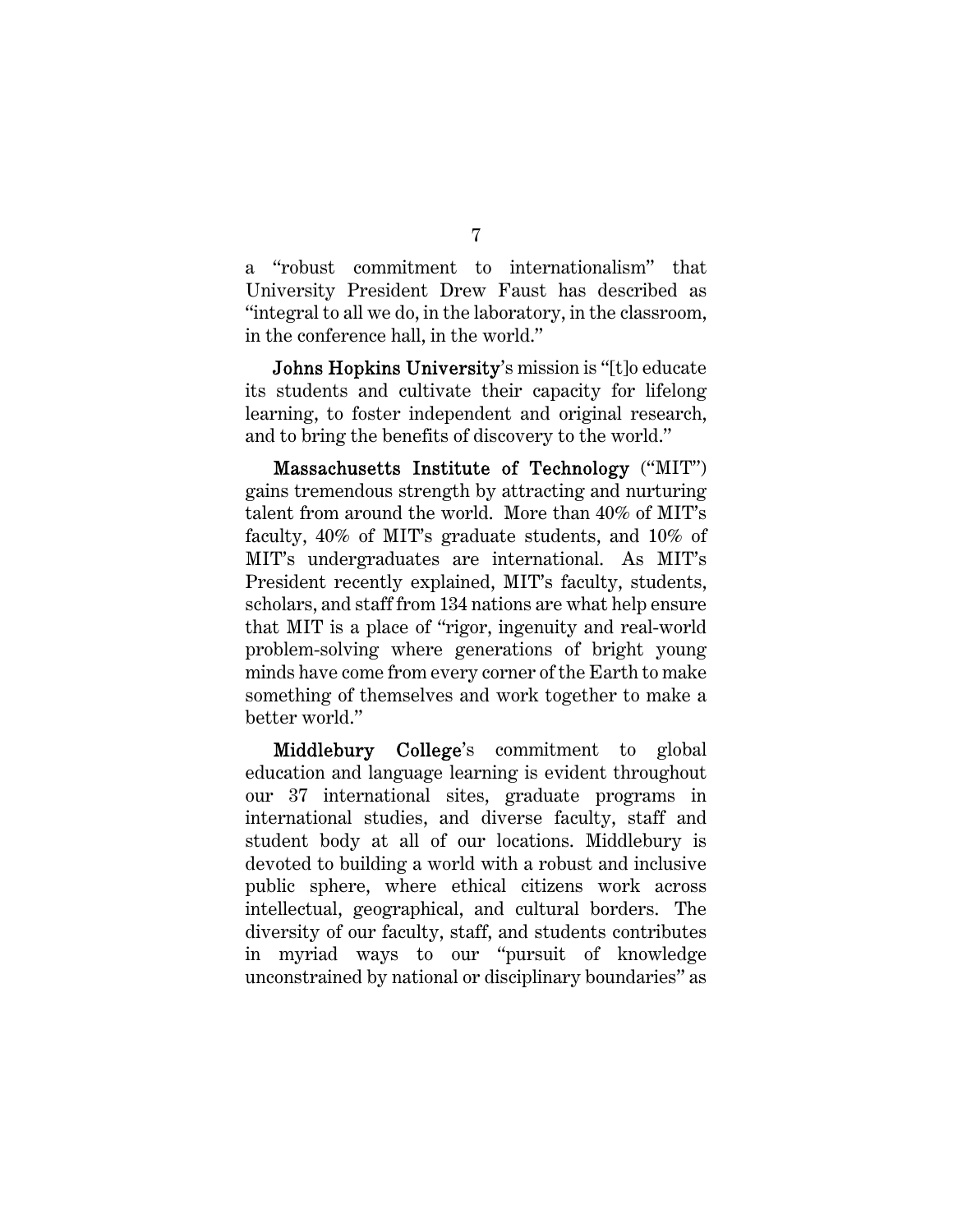a "robust commitment to internationalism" that University President Drew Faust has described as "integral to all we do, in the laboratory, in the classroom, in the conference hall, in the world."

**Johns Hopkins University**'s mission is "[t]o educate its students and cultivate their capacity for lifelong learning, to foster independent and original research, and to bring the benefits of discovery to the world."

**Massachusetts Institute of Technology** ("MIT") gains tremendous strength by attracting and nurturing talent from around the world. More than 40% of MIT's faculty, 40% of MIT's graduate students, and 10% of MIT's undergraduates are international. As MIT's President recently explained, MIT's faculty, students, scholars, and staff from 134 nations are what help ensure that MIT is a place of "rigor, ingenuity and real-world problem-solving where generations of bright young minds have come from every corner of the Earth to make something of themselves and work together to make a better world."

**Middlebury College**'s commitment to global education and language learning is evident throughout our 37 international sites, graduate programs in international studies, and diverse faculty, staff and student body at all of our locations. Middlebury is devoted to building a world with a robust and inclusive public sphere, where ethical citizens work across intellectual, geographical, and cultural borders. The diversity of our faculty, staff, and students contributes in myriad ways to our "pursuit of knowledge unconstrained by national or disciplinary boundaries" as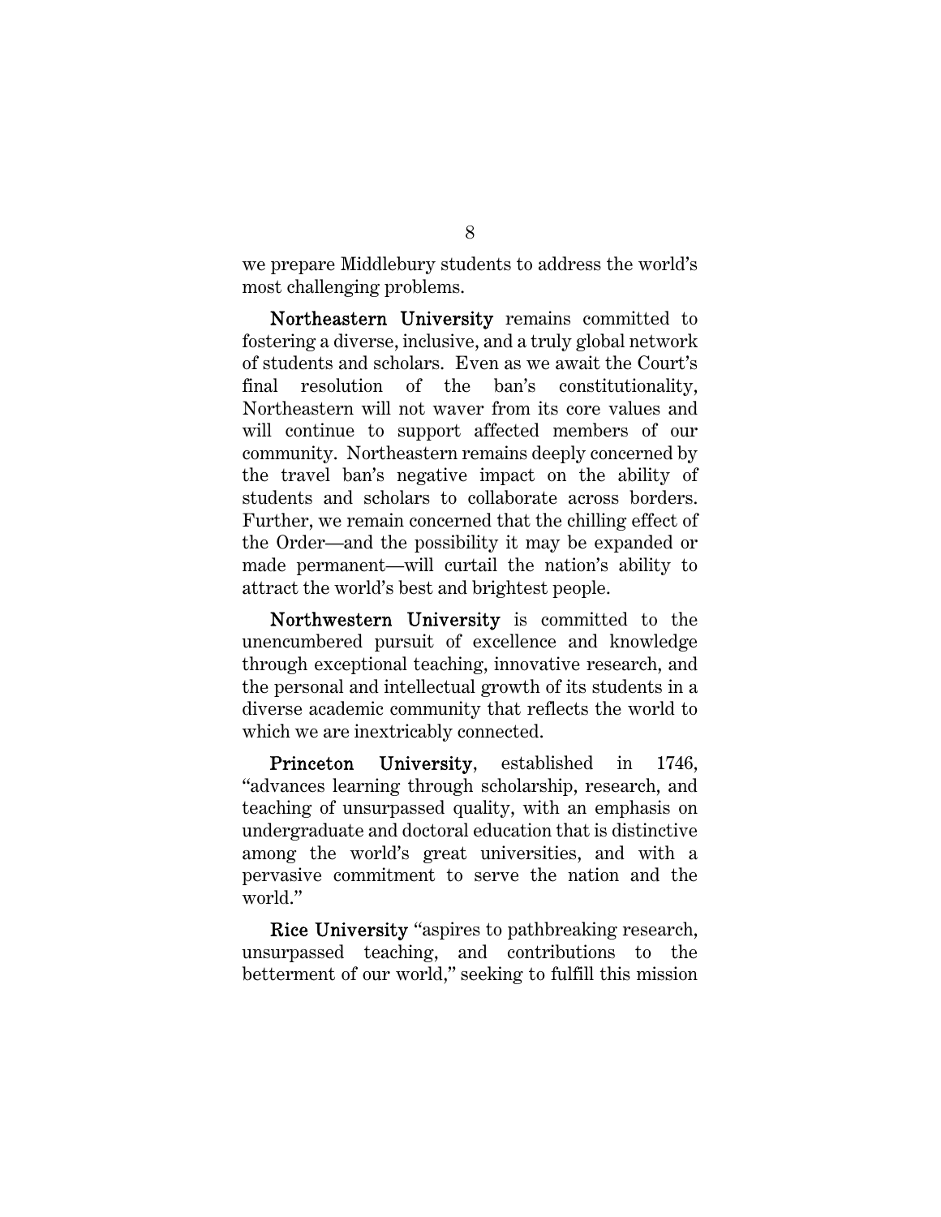we prepare Middlebury students to address the world's most challenging problems.

**Northeastern University** remains committed to fostering a diverse, inclusive, and a truly global network of students and scholars. Even as we await the Court's final resolution of the ban's constitutionality, Northeastern will not waver from its core values and will continue to support affected members of our community. Northeastern remains deeply concerned by the travel ban's negative impact on the ability of students and scholars to collaborate across borders. Further, we remain concerned that the chilling effect of the Order—and the possibility it may be expanded or made permanent—will curtail the nation's ability to attract the world's best and brightest people.

**Northwestern University** is committed to the unencumbered pursuit of excellence and knowledge through exceptional teaching, innovative research, and the personal and intellectual growth of its students in a diverse academic community that reflects the world to which we are inextricably connected.

**Princeton University**, established in 1746, "advances learning through scholarship, research, and teaching of unsurpassed quality, with an emphasis on undergraduate and doctoral education that is distinctive among the world's great universities, and with a pervasive commitment to serve the nation and the world."

**Rice University** "aspires to pathbreaking research, unsurpassed teaching, and contributions to the betterment of our world," seeking to fulfill this mission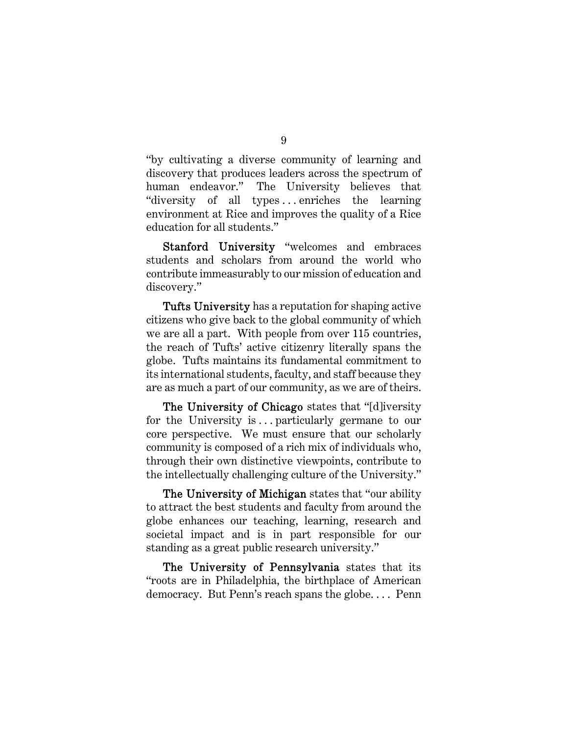"by cultivating a diverse community of learning and discovery that produces leaders across the spectrum of human endeavor." The University believes that "diversity of all types . . . enriches the learning environment at Rice and improves the quality of a Rice education for all students."

**Stanford University** "welcomes and embraces students and scholars from around the world who contribute immeasurably to our mission of education and discovery."

**Tufts University** has a reputation for shaping active citizens who give back to the global community of which we are all a part. With people from over 115 countries, the reach of Tufts' active citizenry literally spans the globe. Tufts maintains its fundamental commitment to its international students, faculty, and staff because they are as much a part of our community, as we are of theirs.

**The University of Chicago** states that "[d]iversity for the University is . . . particularly germane to our core perspective. We must ensure that our scholarly community is composed of a rich mix of individuals who, through their own distinctive viewpoints, contribute to the intellectually challenging culture of the University."

**The University of Michigan** states that "our ability to attract the best students and faculty from around the globe enhances our teaching, learning, research and societal impact and is in part responsible for our standing as a great public research university."

**The University of Pennsylvania** states that its "roots are in Philadelphia, the birthplace of American democracy. But Penn's reach spans the globe. . . . Penn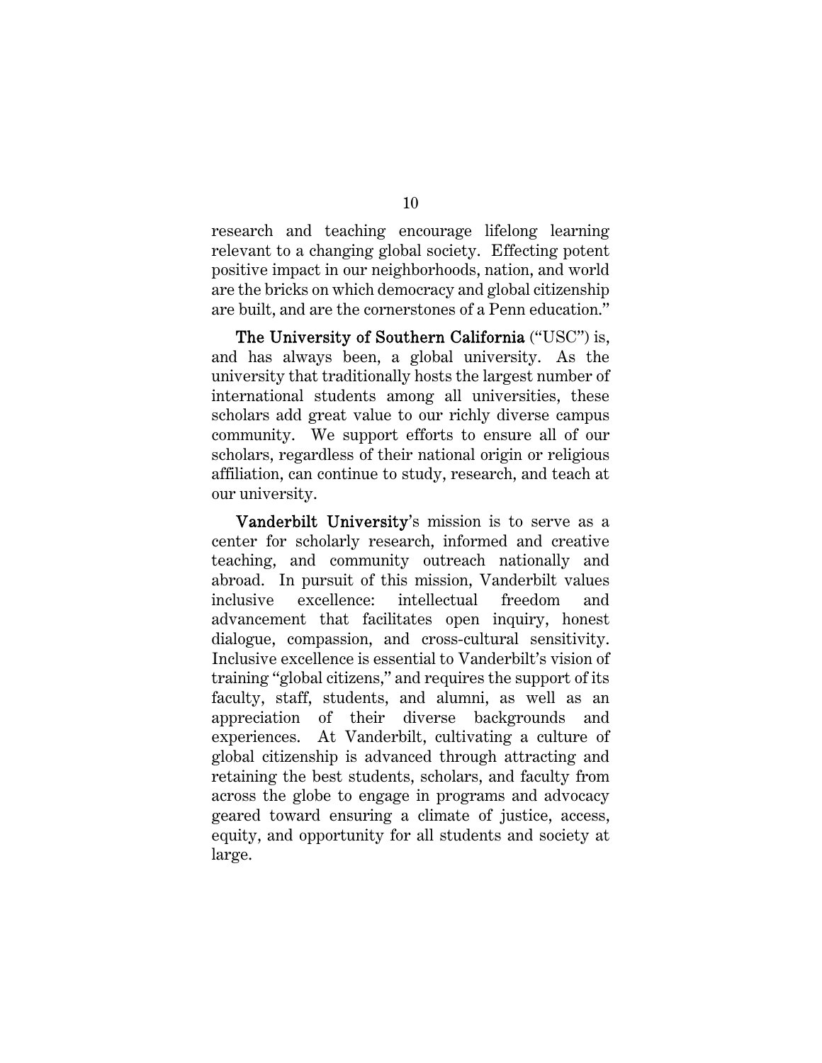research and teaching encourage lifelong learning relevant to a changing global society. Effecting potent positive impact in our neighborhoods, nation, and world are the bricks on which democracy and global citizenship are built, and are the cornerstones of a Penn education."

**The University of Southern California** ("USC") is, and has always been, a global university. As the university that traditionally hosts the largest number of international students among all universities, these scholars add great value to our richly diverse campus community. We support efforts to ensure all of our scholars, regardless of their national origin or religious affiliation, can continue to study, research, and teach at our university.

**Vanderbilt University**'s mission is to serve as a center for scholarly research, informed and creative teaching, and community outreach nationally and abroad. In pursuit of this mission, Vanderbilt values inclusive excellence: intellectual freedom and advancement that facilitates open inquiry, honest dialogue, compassion, and cross-cultural sensitivity. Inclusive excellence is essential to Vanderbilt's vision of training "global citizens," and requires the support of its faculty, staff, students, and alumni, as well as an appreciation of their diverse backgrounds and experiences. At Vanderbilt, cultivating a culture of global citizenship is advanced through attracting and retaining the best students, scholars, and faculty from across the globe to engage in programs and advocacy geared toward ensuring a climate of justice, access, equity, and opportunity for all students and society at large.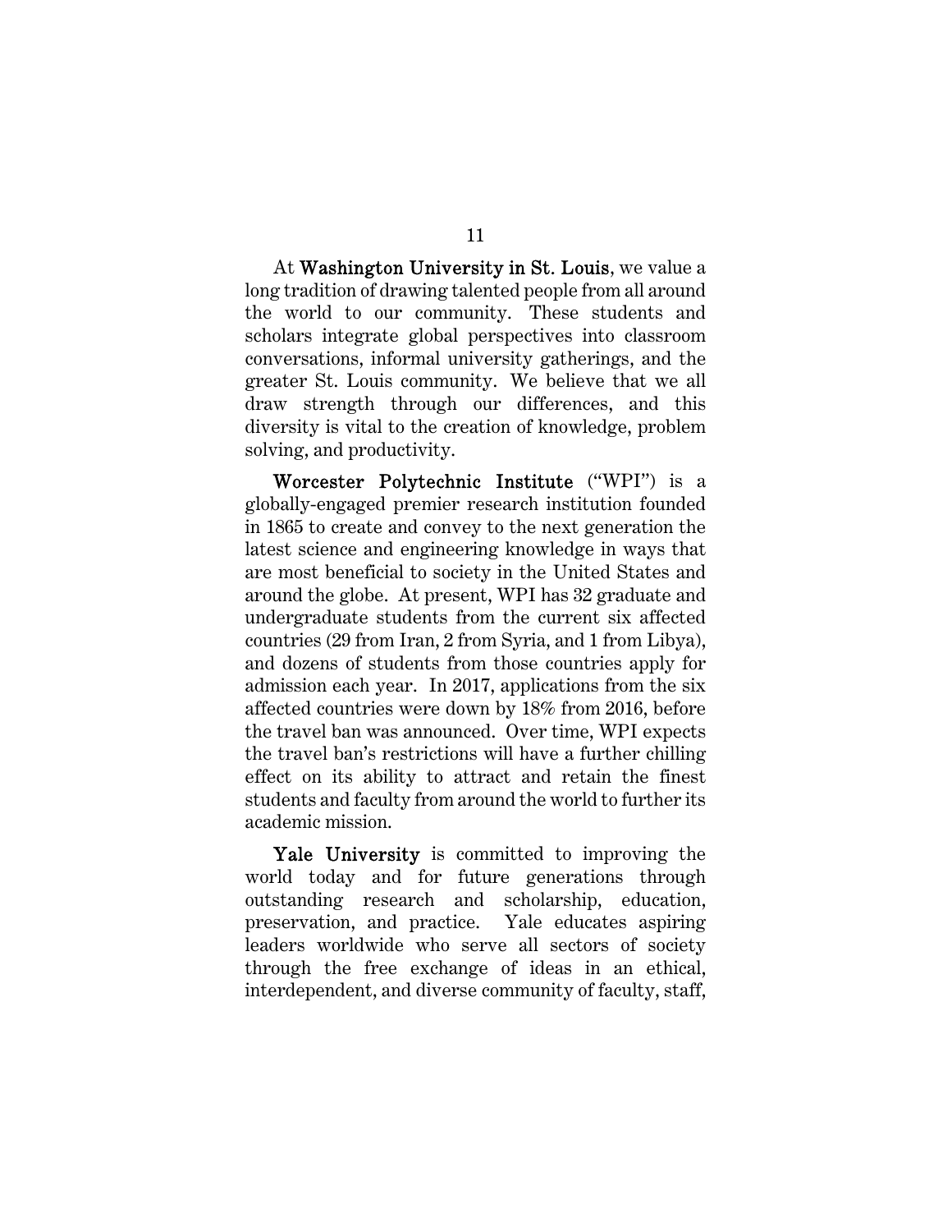At **Washington University in St. Louis**, we value a long tradition of drawing talented people from all around the world to our community. These students and scholars integrate global perspectives into classroom conversations, informal university gatherings, and the greater St. Louis community. We believe that we all draw strength through our differences, and this diversity is vital to the creation of knowledge, problem solving, and productivity.

**Worcester Polytechnic Institute** ("WPI") is a globally-engaged premier research institution founded in 1865 to create and convey to the next generation the latest science and engineering knowledge in ways that are most beneficial to society in the United States and around the globe. At present, WPI has 32 graduate and undergraduate students from the current six affected countries (29 from Iran, 2 from Syria, and 1 from Libya), and dozens of students from those countries apply for admission each year. In 2017, applications from the six affected countries were down by 18% from 2016, before the travel ban was announced. Over time, WPI expects the travel ban's restrictions will have a further chilling effect on its ability to attract and retain the finest students and faculty from around the world to further its academic mission.

**Yale University** is committed to improving the world today and for future generations through outstanding research and scholarship, education, preservation, and practice. Yale educates aspiring leaders worldwide who serve all sectors of society through the free exchange of ideas in an ethical, interdependent, and diverse community of faculty, staff,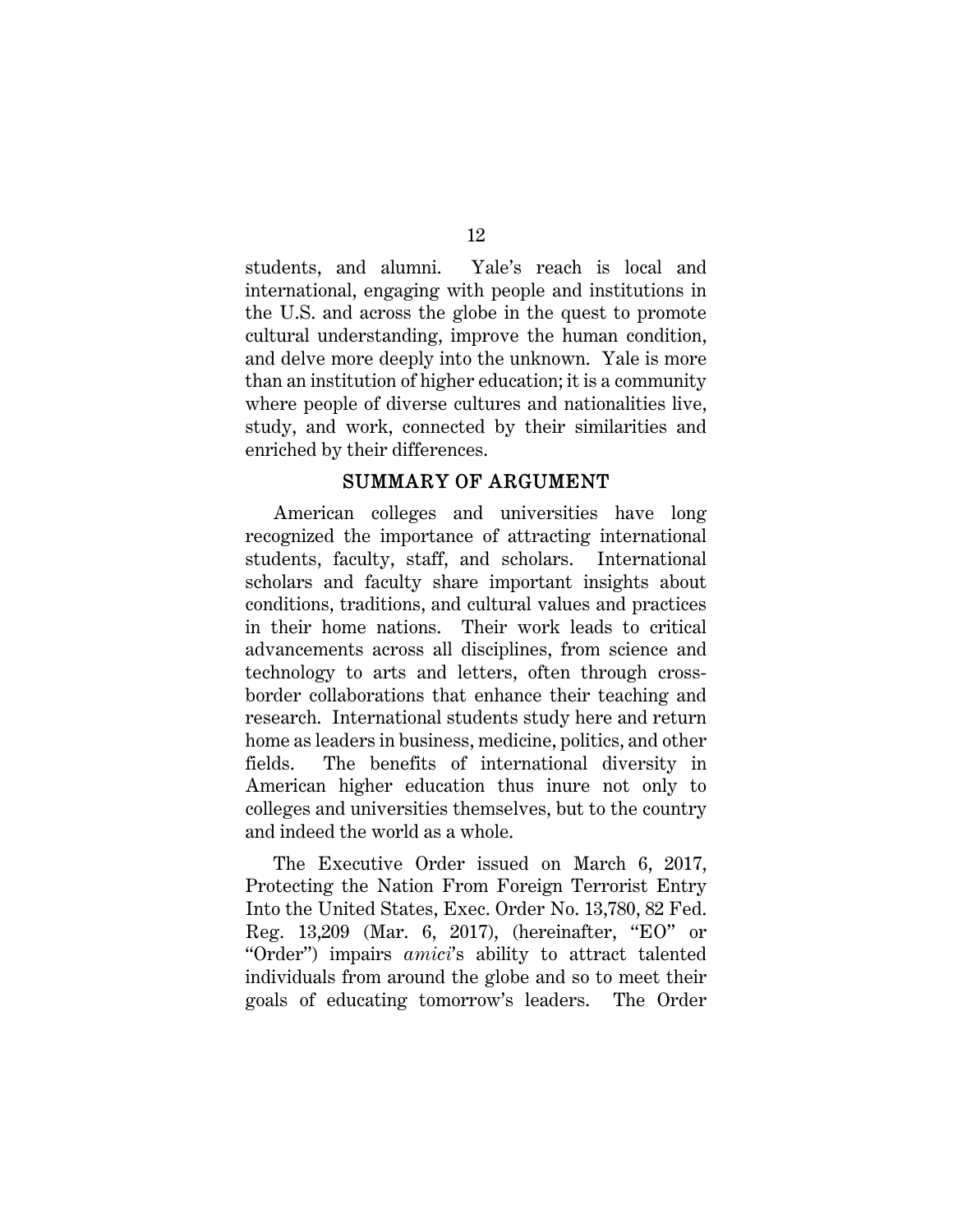students, and alumni. Yale's reach is local and international, engaging with people and institutions in the U.S. and across the globe in the quest to promote cultural understanding, improve the human condition, and delve more deeply into the unknown. Yale is more than an institution of higher education; it is a community where people of diverse cultures and nationalities live, study, and work, connected by their similarities and enriched by their differences.

## SUMMARY OF ARGUMENT

American colleges and universities have long recognized the importance of attracting international students, faculty, staff, and scholars. International scholars and faculty share important insights about conditions, traditions, and cultural values and practices in their home nations. Their work leads to critical advancements across all disciplines, from science and technology to arts and letters, often through cross-border collaborations that enhance their teaching and research. International students study here and return home as leaders in business, medicine, politics, and other fields. The benefits of international diversity in American higher education thus inure not only to colleges and universities themselves, but to the country and indeed the world as a whole.

The Executive Order issued on March 6, 2017, Protecting the Nation From Foreign Terrorist Entry Into the United States, Exec. Order No. 13,780, 82 Fed. Reg. 13,209 (Mar. 6, 2017), (hereinafter, "EO" or "Order") impairs *amici*'s ability to attract talented individuals from around the globe and so to meet their goals of educating tomorrow's leaders. The Order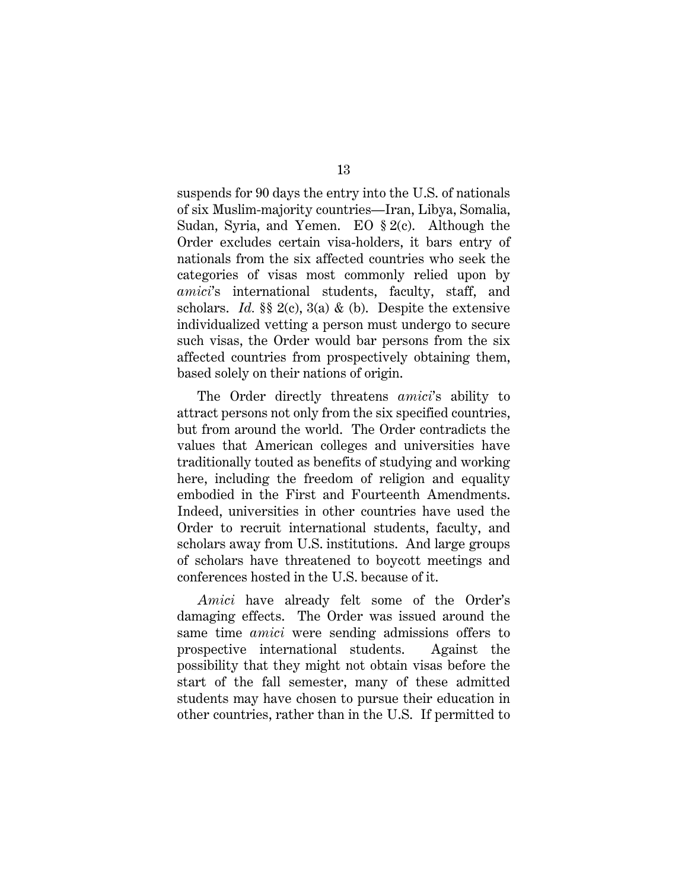suspends for 90 days the entry into the U.S. of nationals of six Muslim-majority countries—Iran, Libya, Somalia, Sudan, Syria, and Yemen. EO § 2(c). Although the Order excludes certain visa-holders, it bars entry of nationals from the six affected countries who seek the categories of visas most commonly relied upon by *amici*'s international students, faculty, staff, and scholars. *Id.* §§ 2(c), 3(a) & (b). Despite the extensive individualized vetting a person must undergo to secure such visas, the Order would bar persons from the six affected countries from prospectively obtaining them, based solely on their nations of origin.

The Order directly threatens *amici*'s ability to attract persons not only from the six specified countries, but from around the world. The Order contradicts the values that American colleges and universities have traditionally touted as benefits of studying and working here, including the freedom of religion and equality embodied in the First and Fourteenth Amendments. Indeed, universities in other countries have used the Order to recruit international students, faculty, and scholars away from U.S. institutions. And large groups of scholars have threatened to boycott meetings and conferences hosted in the U.S. because of it.

*Amici* have already felt some of the Order's damaging effects. The Order was issued around the same time *amici* were sending admissions offers to prospective international students. Against the possibility that they might not obtain visas before the start of the fall semester, many of these admitted students may have chosen to pursue their education in other countries, rather than in the U.S. If permitted to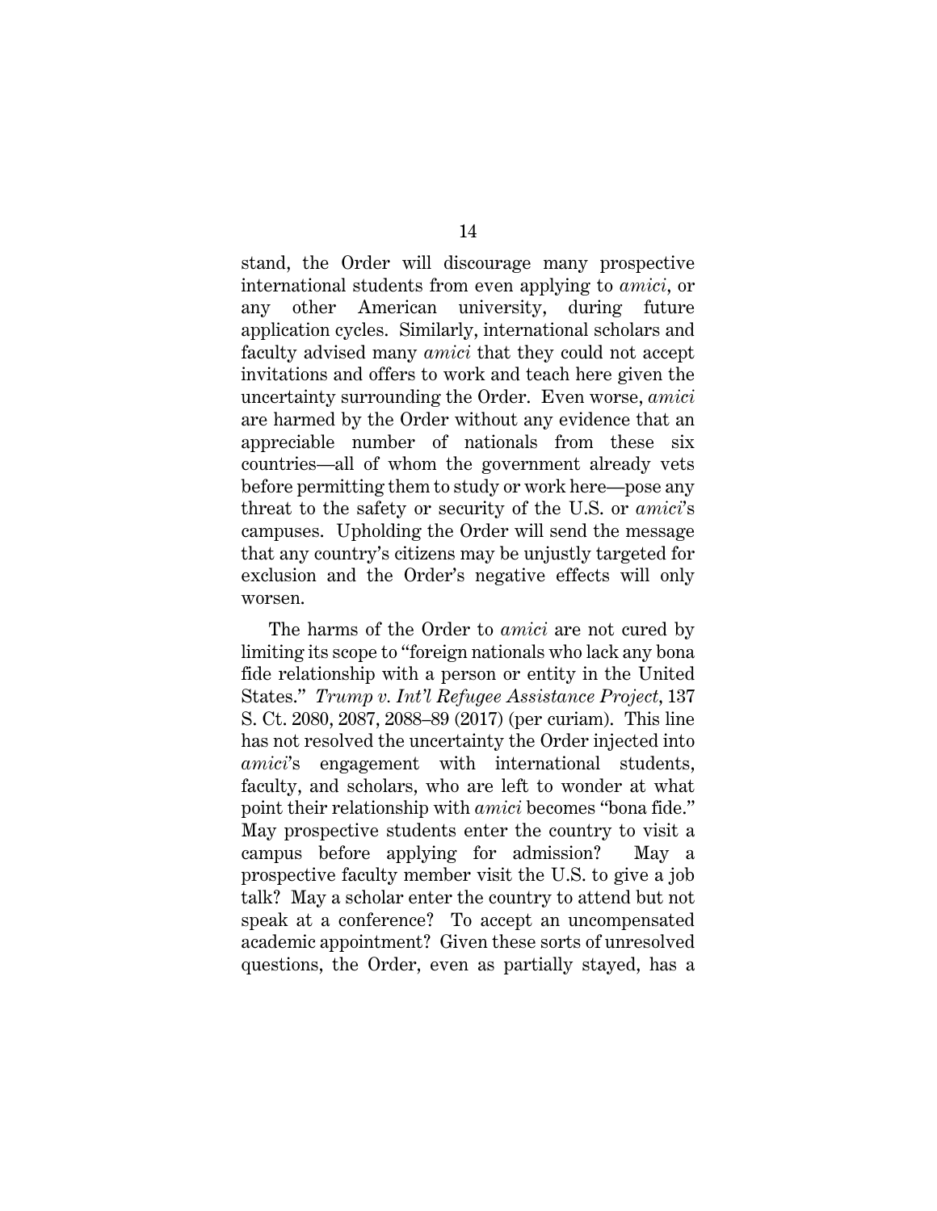stand, the Order will discourage many prospective international students from even applying to *amici*, or any other American university, during future application cycles. Similarly, international scholars and faculty advised many *amici* that they could not accept invitations and offers to work and teach here given the uncertainty surrounding the Order. Even worse, *amici* are harmed by the Order without any evidence that an appreciable number of nationals from these six countries—all of whom the government already vets before permitting them to study or work here—pose any threat to the safety or security of the U.S. or *amici*'s campuses. Upholding the Order will send the message that any country's citizens may be unjustly targeted for exclusion and the Order's negative effects will only worsen.

The harms of the Order to *amici* are not cured by limiting its scope to "foreign nationals who lack any bona fide relationship with a person or entity in the United States." *Trump v. Int'l Refugee Assistance Project*, 137 S. Ct. 2080, 2087, 2088–89 (2017) (per curiam). This line has not resolved the uncertainty the Order injected into *amici*'s engagement with international students, faculty, and scholars, who are left to wonder at what point their relationship with *amici* becomes "bona fide." May prospective students enter the country to visit a campus before applying for admission? May a prospective faculty member visit the U.S. to give a job talk? May a scholar enter the country to attend but not speak at a conference? To accept an uncompensated academic appointment? Given these sorts of unresolved questions, the Order, even as partially stayed, has a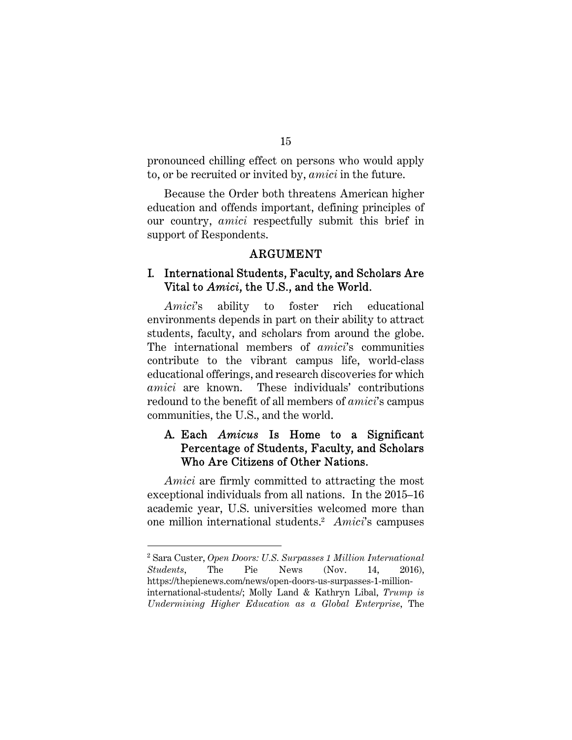pronounced chilling effect on persons who would apply to, or be recruited or invited by, *amici* in the future.

Because the Order both threatens American higher education and offends important, defining principles of our country, *amici* respectfully submit this brief in support of Respondents.

## ARGUMENT

### I. International Students, Faculty, and Scholars Are Vital to *Amici*, the U.S., and the World.

*Amici*'s ability to foster rich educational environments depends in part on their ability to attract students, faculty, and scholars from around the globe. The international members of *amici*'s communities contribute to the vibrant campus life, world-class educational offerings, and research discoveries for which *amici* are known. These individuals' contributions redound to the benefit of all members of *amici*'s campus communities, the U.S., and the world.

#### A. Each *Amicus* Is Home to a Significant Percentage of Students, Faculty, and Scholars Who Are Citizens of Other Nations.

*Amici* are firmly committed to attracting the most exceptional individuals from all nations. In the 2015–16 academic year, U.S. universities welcomed more than one million international students.[2] *Amici*'s campuses

---

[2] Sara Custer, *Open Doors: U.S. Surpasses 1 Million International Students*, The Pie News (Nov. 14, 2016), https://thepienews.com/news/open-doors-us-surpasses-1-million-international-students/; Molly Land & Kathryn Libal, *Trump is Undermining Higher Education as a Global Enterprise*, The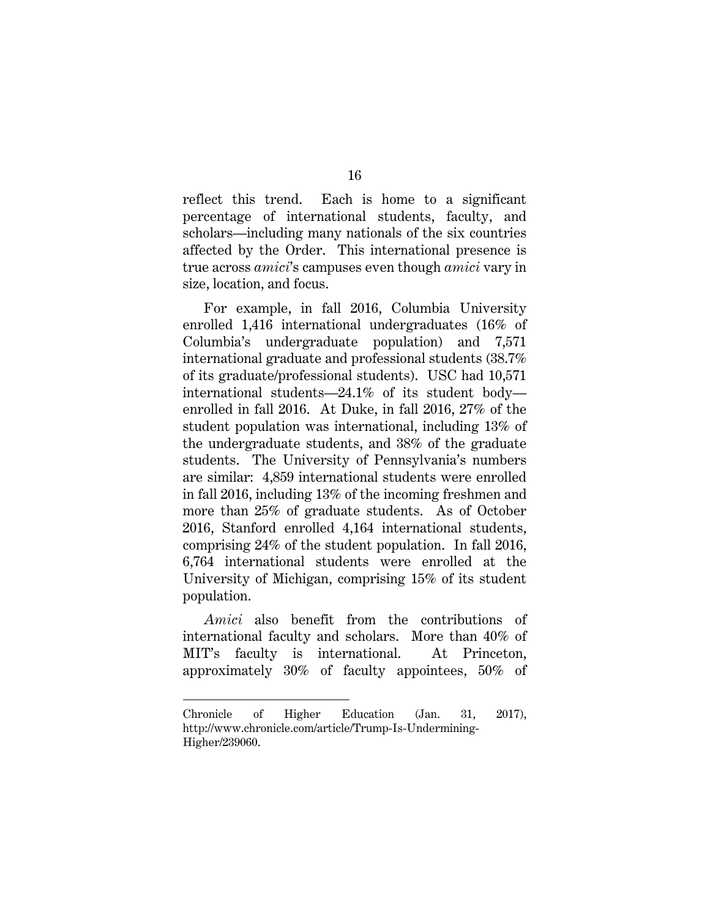reflect this trend. Each is home to a significant percentage of international students, faculty, and scholars—including many nationals of the six countries affected by the Order. This international presence is true across *amici*'s campuses even though *amici* vary in size, location, and focus.

For example, in fall 2016, Columbia University enrolled 1,416 international undergraduates (16% of Columbia's undergraduate population) and 7,571 international graduate and professional students (38.7% of its graduate/professional students). USC had 10,571 international students—24.1% of its student body—enrolled in fall 2016. At Duke, in fall 2016, 27% of the student population was international, including 13% of the undergraduate students, and 38% of the graduate students. The University of Pennsylvania's numbers are similar: 4,859 international students were enrolled in fall 2016, including 13% of the incoming freshmen and more than 25% of graduate students. As of October 2016, Stanford enrolled 4,164 international students, comprising 24% of the student population. In fall 2016, 6,764 international students were enrolled at the University of Michigan, comprising 15% of its student population.

*Amici* also benefit from the contributions of international faculty and scholars. More than 40% of MIT's faculty is international. At Princeton, approximately 30% of faculty appointees, 50% of

---

Chronicle of Higher Education (Jan. 31, 2017), http://www.chronicle.com/article/Trump-Is-Undermining-Higher/239060.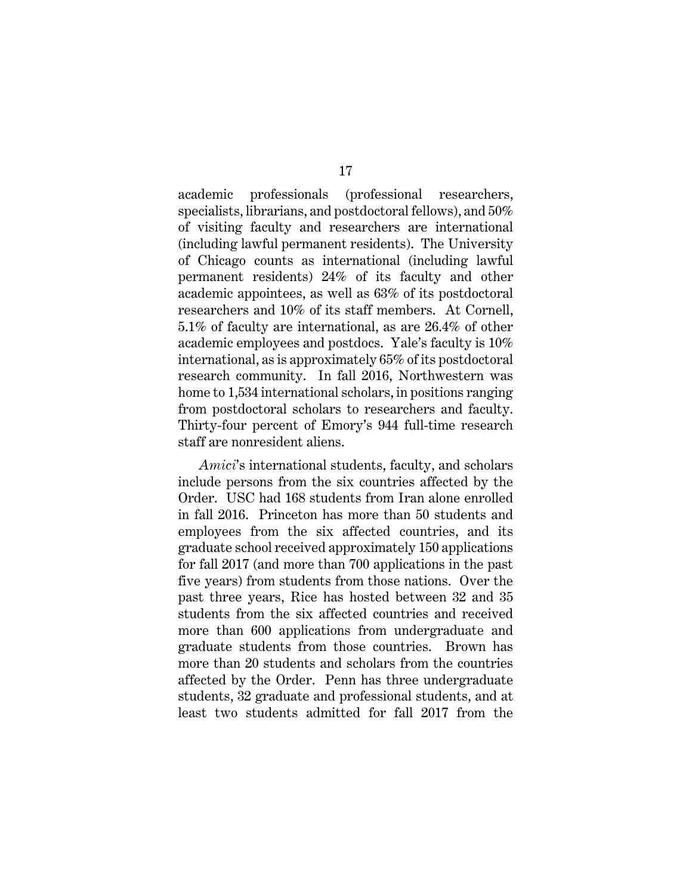academic professionals (professional researchers, specialists, librarians, and postdoctoral fellows), and 50% of visiting faculty and researchers are international (including lawful permanent residents). The University of Chicago counts as international (including lawful permanent residents) 24% of its faculty and other academic appointees, as well as 63% of its postdoctoral researchers and 10% of its staff members. At Cornell, 5.1% of faculty are international, as are 26.4% of other academic employees and postdocs. Yale's faculty is 10% international, as is approximately 65% of its postdoctoral research community. In fall 2016, Northwestern was home to 1,534 international scholars, in positions ranging from postdoctoral scholars to researchers and faculty. Thirty-four percent of Emory's 944 full-time research staff are nonresident aliens.

*Amici*'s international students, faculty, and scholars include persons from the six countries affected by the Order. USC had 168 students from Iran alone enrolled in fall 2016. Princeton has more than 50 students and employees from the six affected countries, and its graduate school received approximately 150 applications for fall 2017 (and more than 700 applications in the past five years) from students from those nations. Over the past three years, Rice has hosted between 32 and 35 students from the six affected countries and received more than 600 applications from undergraduate and graduate students from those countries. Brown has more than 20 students and scholars from the countries affected by the Order. Penn has three undergraduate students, 32 graduate and professional students, and at least two students admitted for fall 2017 from the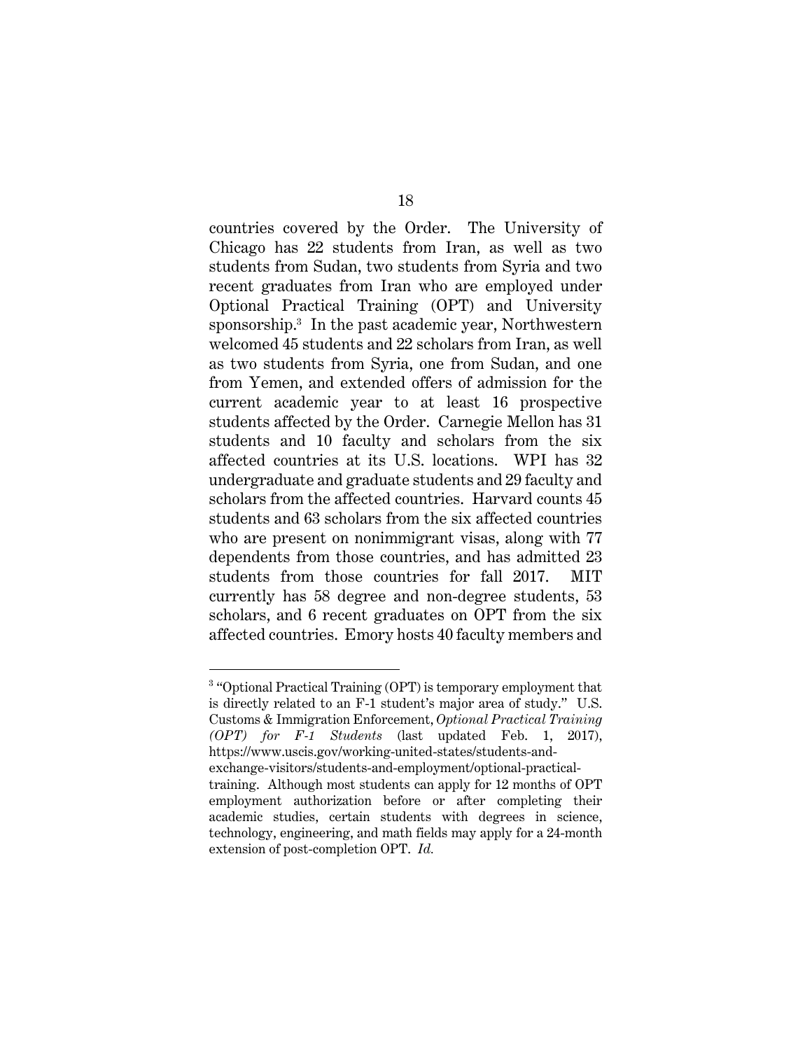countries covered by the Order. The University of Chicago has 22 students from Iran, as well as two students from Sudan, two students from Syria and two recent graduates from Iran who are employed under Optional Practical Training (OPT) and University sponsorship.[3] In the past academic year, Northwestern welcomed 45 students and 22 scholars from Iran, as well as two students from Syria, one from Sudan, and one from Yemen, and extended offers of admission for the current academic year to at least 16 prospective students affected by the Order. Carnegie Mellon has 31 students and 10 faculty and scholars from the six affected countries at its U.S. locations. WPI has 32 undergraduate and graduate students and 29 faculty and scholars from the affected countries. Harvard counts 45 students and 63 scholars from the six affected countries who are present on nonimmigrant visas, along with 77 dependents from those countries, and has admitted 23 students from those countries for fall 2017. MIT currently has 58 degree and non-degree students, 53 scholars, and 6 recent graduates on OPT from the six affected countries. Emory hosts 40 faculty members and

---

[3] "Optional Practical Training (OPT) is temporary employment that is directly related to an F-1 student's major area of study." U.S. Customs & Immigration Enforcement, *Optional Practical Training (OPT) for F-1 Students* (last updated Feb. 1, 2017), https://www.uscis.gov/working-united-states/students-and-exchange-visitors/students-and-employment/optional-practical-training. Although most students can apply for 12 months of OPT employment authorization before or after completing their academic studies, certain students with degrees in science, technology, engineering, and math fields may apply for a 24-month extension of post-completion OPT. *Id.*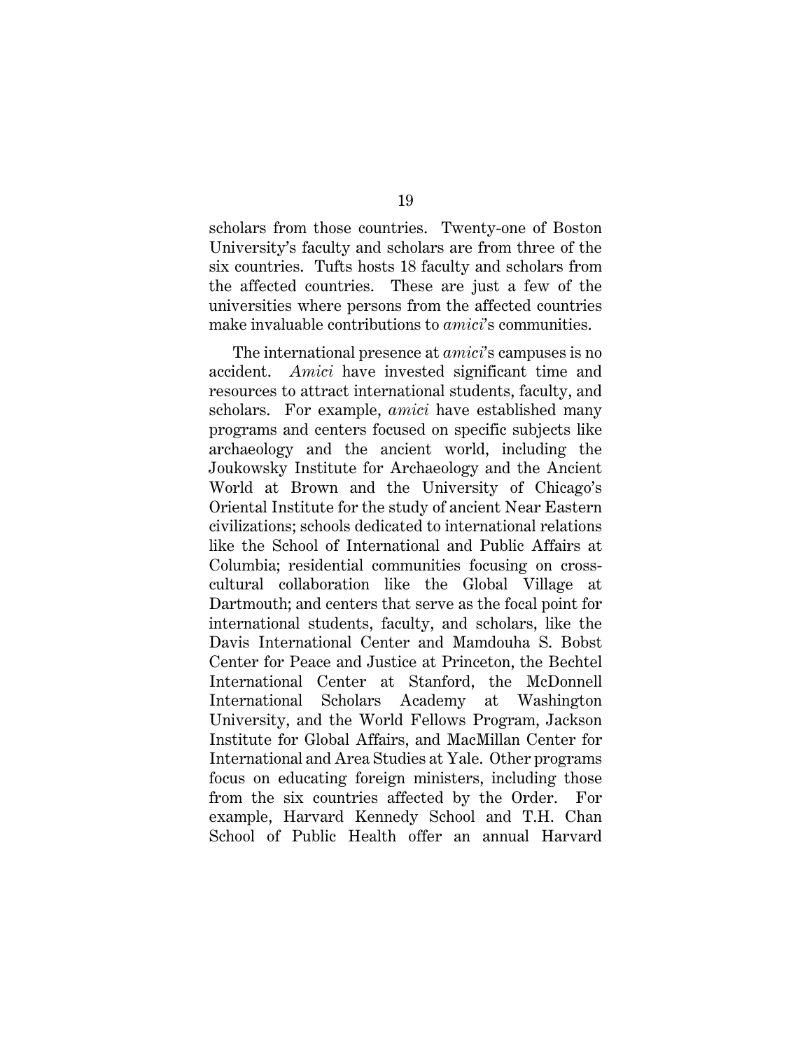scholars from those countries. Twenty-one of Boston University's faculty and scholars are from three of the six countries. Tufts hosts 18 faculty and scholars from the affected countries. These are just a few of the universities where persons from the affected countries make invaluable contributions to *amici*'s communities.

The international presence at *amici*'s campuses is no accident. *Amici* have invested significant time and resources to attract international students, faculty, and scholars. For example, *amici* have established many programs and centers focused on specific subjects like archaeology and the ancient world, including the Joukowsky Institute for Archaeology and the Ancient World at Brown and the University of Chicago's Oriental Institute for the study of ancient Near Eastern civilizations; schools dedicated to international relations like the School of International and Public Affairs at Columbia; residential communities focusing on cross-cultural collaboration like the Global Village at Dartmouth; and centers that serve as the focal point for international students, faculty, and scholars, like the Davis International Center and Mamdouha S. Bobst Center for Peace and Justice at Princeton, the Bechtel International Center at Stanford, the McDonnell International Scholars Academy at Washington University, and the World Fellows Program, Jackson Institute for Global Affairs, and MacMillan Center for International and Area Studies at Yale. Other programs focus on educating foreign ministers, including those from the six countries affected by the Order. For example, Harvard Kennedy School and T.H. Chan School of Public Health offer an annual Harvard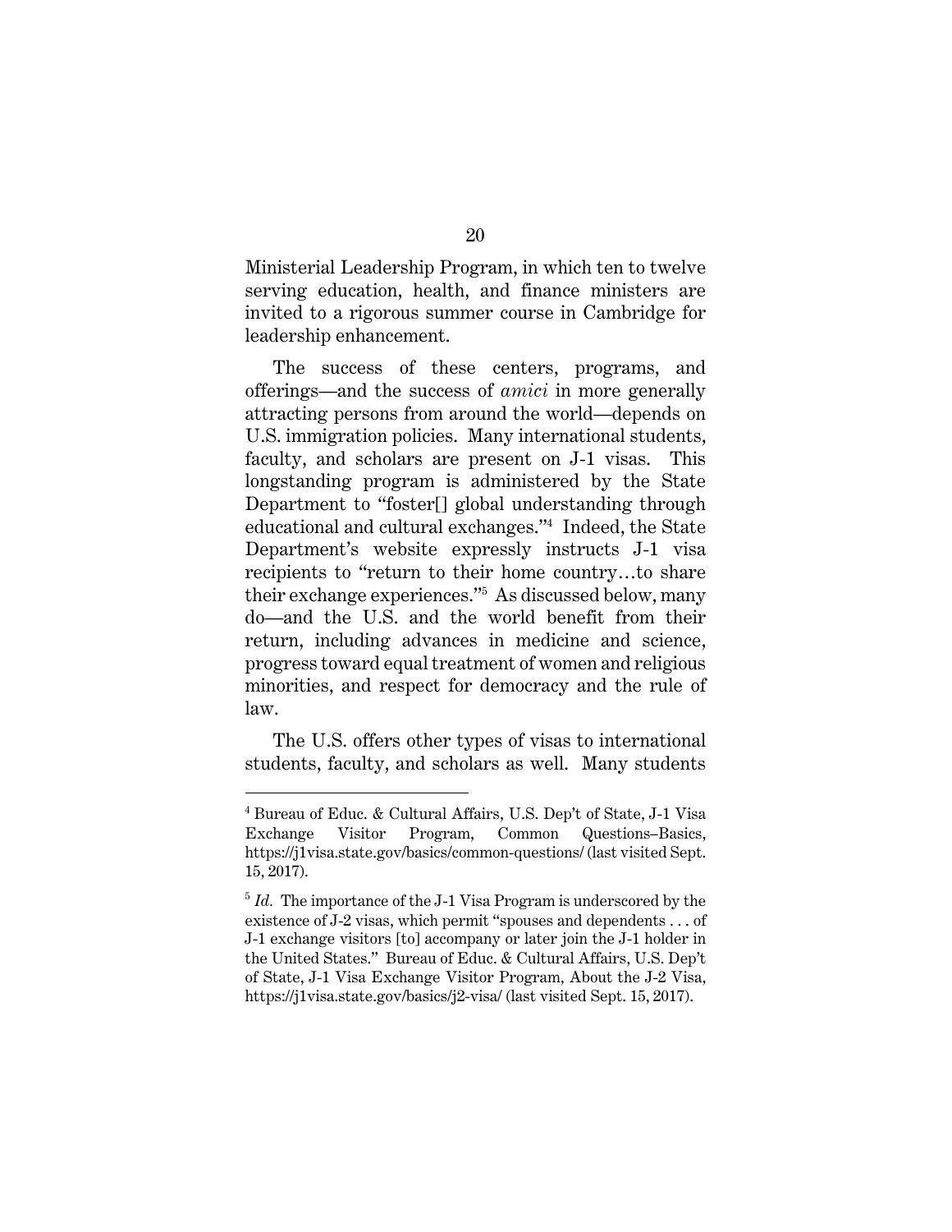Ministerial Leadership Program, in which ten to twelve serving education, health, and finance ministers are invited to a rigorous summer course in Cambridge for leadership enhancement.

The success of these centers, programs, and offerings—and the success of *amici* in more generally attracting persons from around the world—depends on U.S. immigration policies. Many international students, faculty, and scholars are present on J-1 visas. This longstanding program is administered by the State Department to "foster[] global understanding through educational and cultural exchanges."[4] Indeed, the State Department's website expressly instructs J-1 visa recipients to "return to their home country…to share their exchange experiences."[5] As discussed below, many do—and the U.S. and the world benefit from their return, including advances in medicine and science, progress toward equal treatment of women and religious minorities, and respect for democracy and the rule of law.

The U.S. offers other types of visas to international students, faculty, and scholars as well. Many students

---

[4] Bureau of Educ. & Cultural Affairs, U.S. Dep't of State, J-1 Visa Exchange Visitor Program, Common Questions–Basics, https://j1visa.state.gov/basics/common-questions/ (last visited Sept. 15, 2017).

[5] *Id.* The importance of the J-1 Visa Program is underscored by the existence of J-2 visas, which permit "spouses and dependents . . . of J-1 exchange visitors [to] accompany or later join the J-1 holder in the United States." Bureau of Educ. & Cultural Affairs, U.S. Dep't of State, J-1 Visa Exchange Visitor Program, About the J-2 Visa, https://j1visa.state.gov/basics/j2-visa/ (last visited Sept. 15, 2017).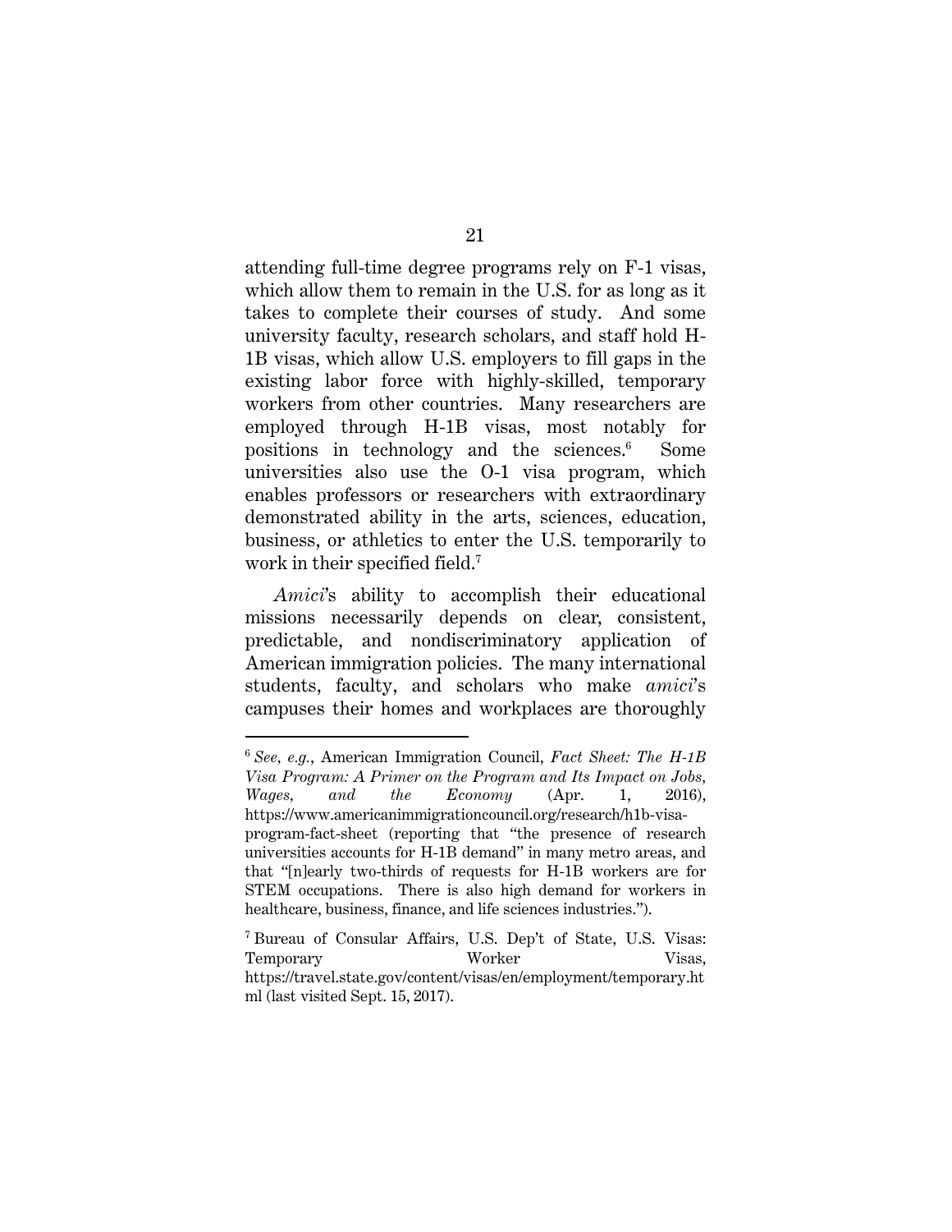attending full-time degree programs rely on F-1 visas, which allow them to remain in the U.S. for as long as it takes to complete their courses of study. And some university faculty, research scholars, and staff hold H-1B visas, which allow U.S. employers to fill gaps in the existing labor force with highly-skilled, temporary workers from other countries. Many researchers are employed through H-1B visas, most notably for positions in technology and the sciences.[6] Some universities also use the O-1 visa program, which enables professors or researchers with extraordinary demonstrated ability in the arts, sciences, education, business, or athletics to enter the U.S. temporarily to work in their specified field.[7]

*Amici*'s ability to accomplish their educational missions necessarily depends on clear, consistent, predictable, and nondiscriminatory application of American immigration policies. The many international students, faculty, and scholars who make *amici*'s campuses their homes and workplaces are thoroughly

---

[6] *See, e.g.*, American Immigration Council, *Fact Sheet: The H-1B Visa Program: A Primer on the Program and Its Impact on Jobs, Wages, and the Economy* (Apr. 1, 2016), https://www.americanimmigrationcouncil.org/research/h1b-visa-program-fact-sheet (reporting that "the presence of research universities accounts for H-1B demand" in many metro areas, and that "[n]early two-thirds of requests for H-1B workers are for STEM occupations. There is also high demand for workers in healthcare, business, finance, and life sciences industries.").

[7] Bureau of Consular Affairs, U.S. Dep't of State, U.S. Visas: Temporary Worker Visas, https://travel.state.gov/content/visas/en/employment/temporary.html (last visited Sept. 15, 2017).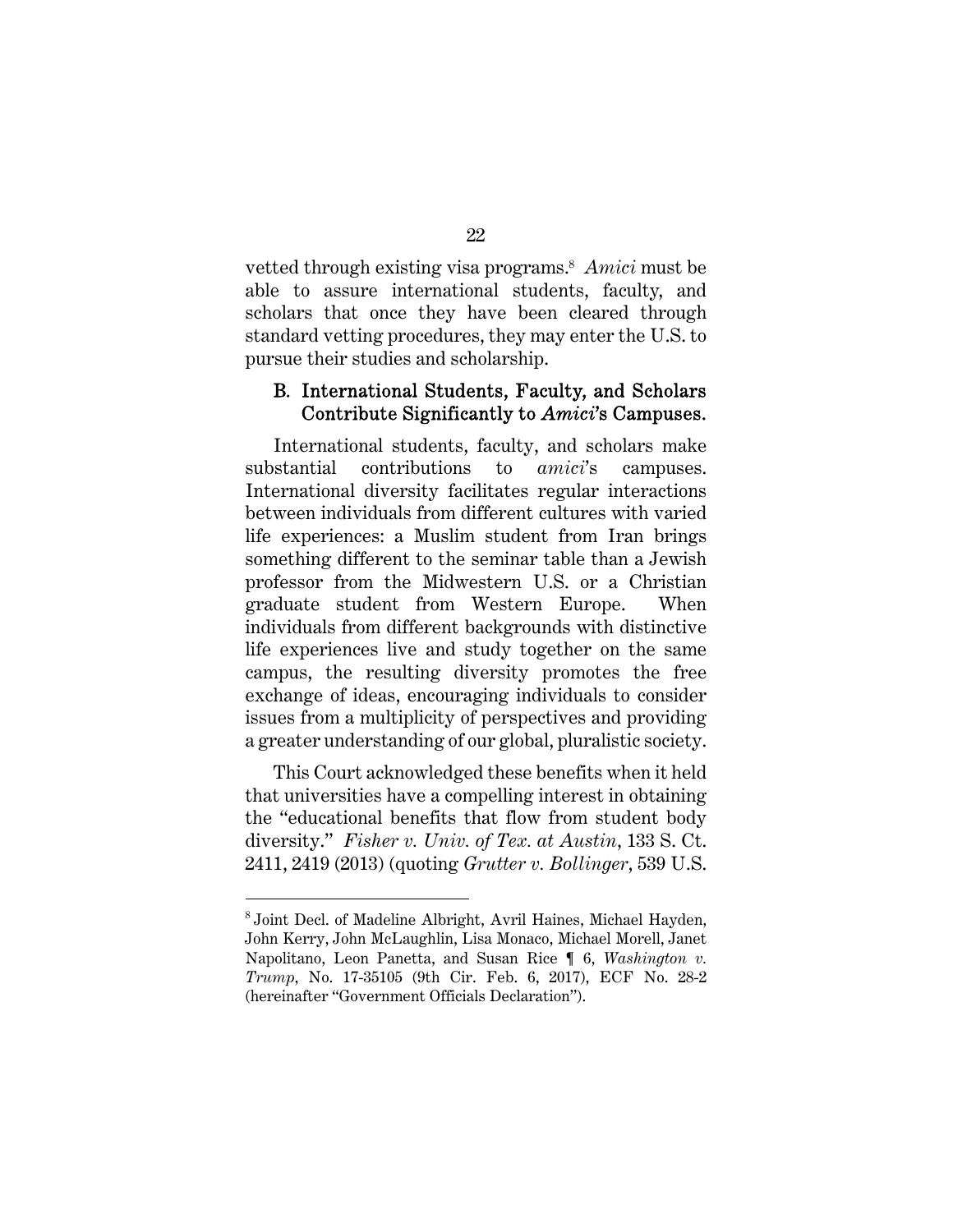vetted through existing visa programs.[8] *Amici* must be able to assure international students, faculty, and scholars that once they have been cleared through standard vetting procedures, they may enter the U.S. to pursue their studies and scholarship.

### B. International Students, Faculty, and Scholars Contribute Significantly to *Amici*'s Campuses.

International students, faculty, and scholars make substantial contributions to *amici*'s campuses. International diversity facilitates regular interactions between individuals from different cultures with varied life experiences: a Muslim student from Iran brings something different to the seminar table than a Jewish professor from the Midwestern U.S. or a Christian graduate student from Western Europe. When individuals from different backgrounds with distinctive life experiences live and study together on the same campus, the resulting diversity promotes the free exchange of ideas, encouraging individuals to consider issues from a multiplicity of perspectives and providing a greater understanding of our global, pluralistic society.

This Court acknowledged these benefits when it held that universities have a compelling interest in obtaining the "educational benefits that flow from student body diversity." *Fisher v. Univ. of Tex. at Austin*, 133 S. Ct. 2411, 2419 (2013) (quoting *Grutter v. Bollinger*, 539 U.S.

---

[8] Joint Decl. of Madeline Albright, Avril Haines, Michael Hayden, John Kerry, John McLaughlin, Lisa Monaco, Michael Morell, Janet Napolitano, Leon Panetta, and Susan Rice ¶ 6, *Washington v. Trump*, No. 17-35105 (9th Cir. Feb. 6, 2017), ECF No. 28-2 (hereinafter "Government Officials Declaration").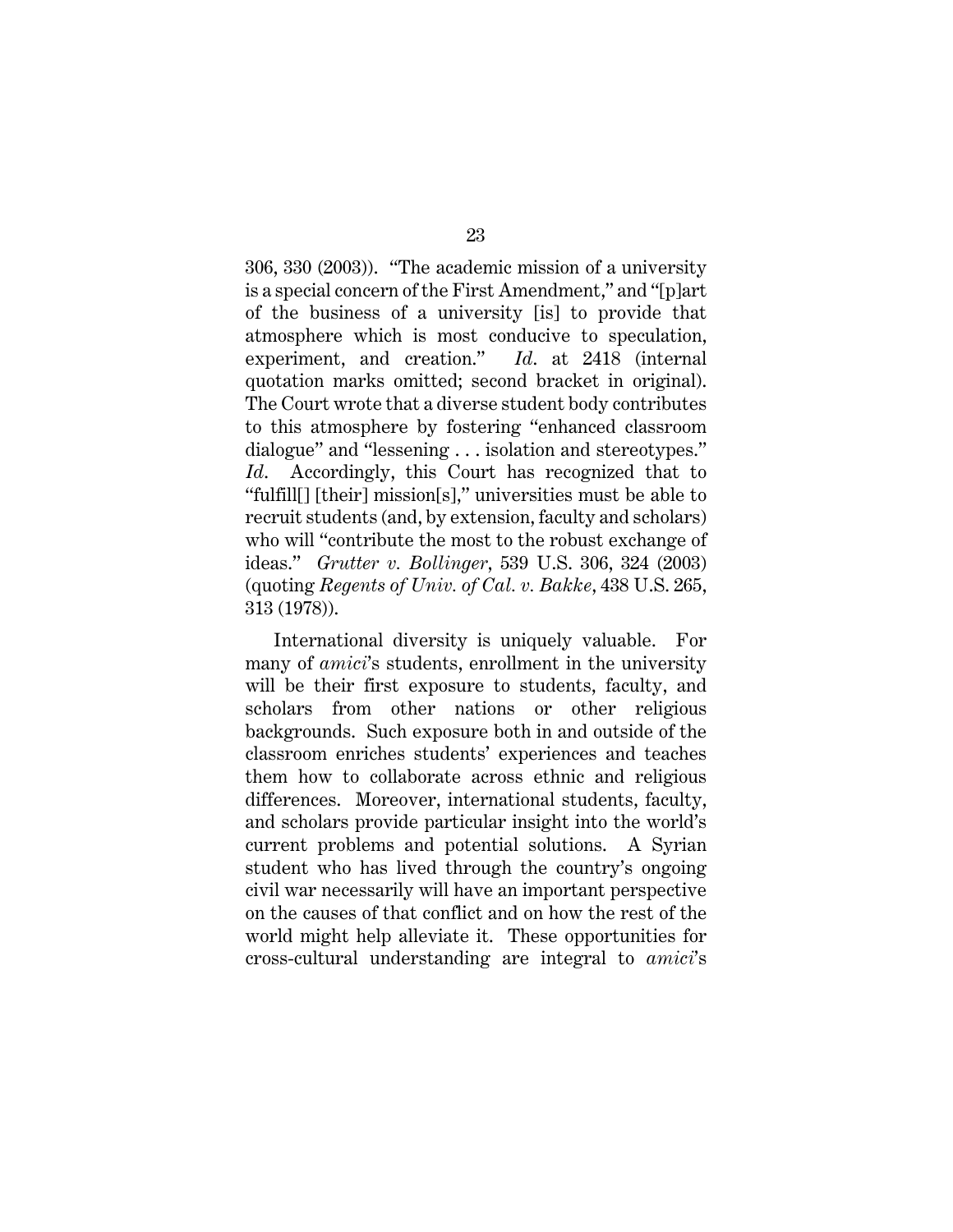306, 330 (2003)). "The academic mission of a university is a special concern of the First Amendment," and "[p]art of the business of a university [is] to provide that atmosphere which is most conducive to speculation, experiment, and creation." *Id*. at 2418 (internal quotation marks omitted; second bracket in original). The Court wrote that a diverse student body contributes to this atmosphere by fostering "enhanced classroom dialogue" and "lessening . . . isolation and stereotypes." *Id*. Accordingly, this Court has recognized that to "fulfill[] [their] mission[s]," universities must be able to recruit students (and, by extension, faculty and scholars) who will "contribute the most to the robust exchange of ideas." *Grutter v. Bollinger*, 539 U.S. 306, 324 (2003) (quoting *Regents of Univ. of Cal. v. Bakke*, 438 U.S. 265, 313 (1978)).

International diversity is uniquely valuable. For many of *amici*'s students, enrollment in the university will be their first exposure to students, faculty, and scholars from other nations or other religious backgrounds. Such exposure both in and outside of the classroom enriches students' experiences and teaches them how to collaborate across ethnic and religious differences. Moreover, international students, faculty, and scholars provide particular insight into the world's current problems and potential solutions. A Syrian student who has lived through the country's ongoing civil war necessarily will have an important perspective on the causes of that conflict and on how the rest of the world might help alleviate it. These opportunities for cross-cultural understanding are integral to *amici*'s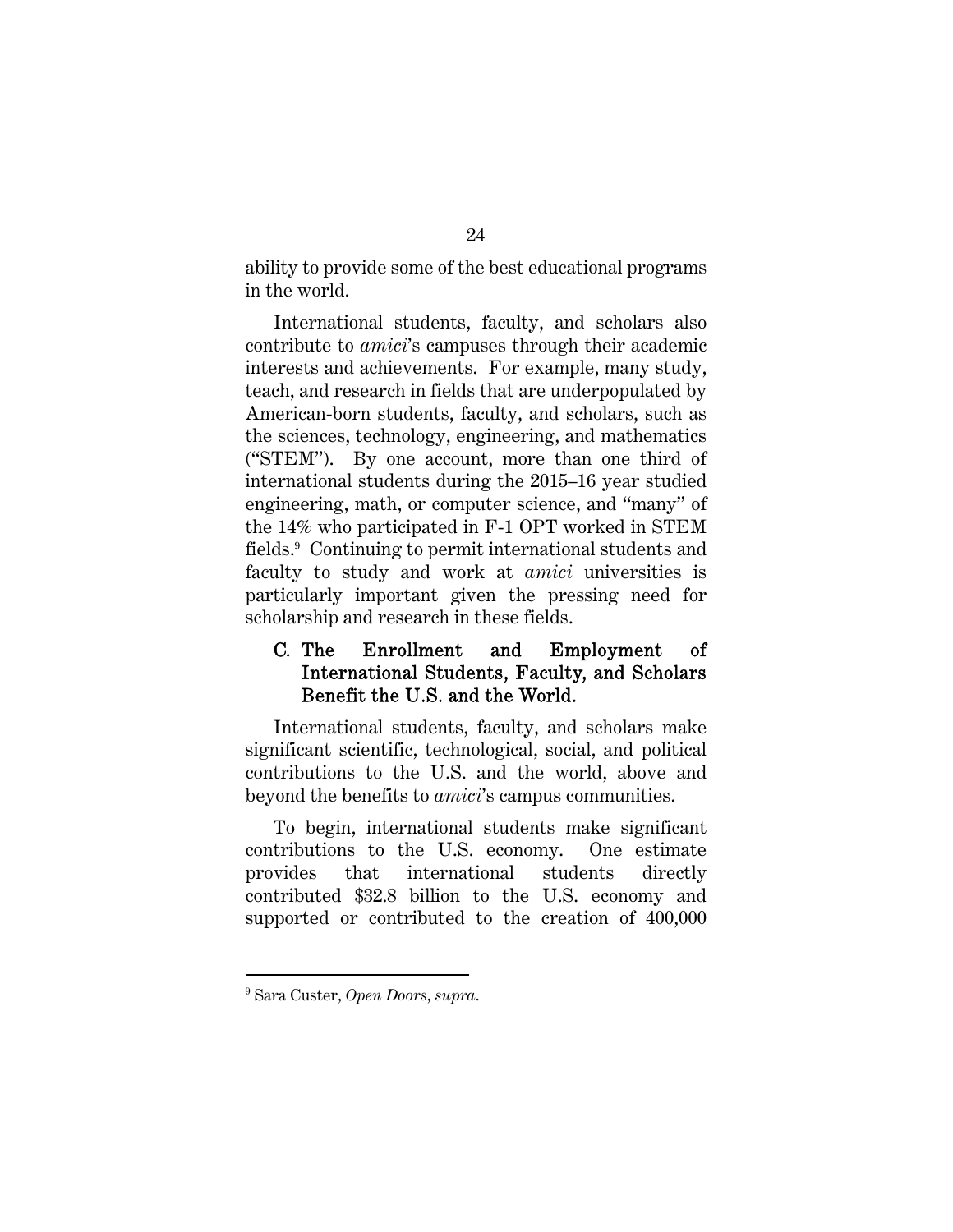ability to provide some of the best educational programs in the world.

International students, faculty, and scholars also contribute to *amici*'s campuses through their academic interests and achievements. For example, many study, teach, and research in fields that are underpopulated by American-born students, faculty, and scholars, such as the sciences, technology, engineering, and mathematics ("STEM"). By one account, more than one third of international students during the 2015–16 year studied engineering, math, or computer science, and "many" of the 14% who participated in F-1 OPT worked in STEM fields.[9] Continuing to permit international students and faculty to study and work at *amici* universities is particularly important given the pressing need for scholarship and research in these fields.

### C. The Enrollment and Employment of International Students, Faculty, and Scholars Benefit the U.S. and the World.

International students, faculty, and scholars make significant scientific, technological, social, and political contributions to the U.S. and the world, above and beyond the benefits to *amici*'s campus communities.

To begin, international students make significant contributions to the U.S. economy. One estimate provides that international students directly contributed $32.8 billion to the U.S. economy and supported or contributed to the creation of 400,000

---

[9] Sara Custer, *Open Doors*, *supra*.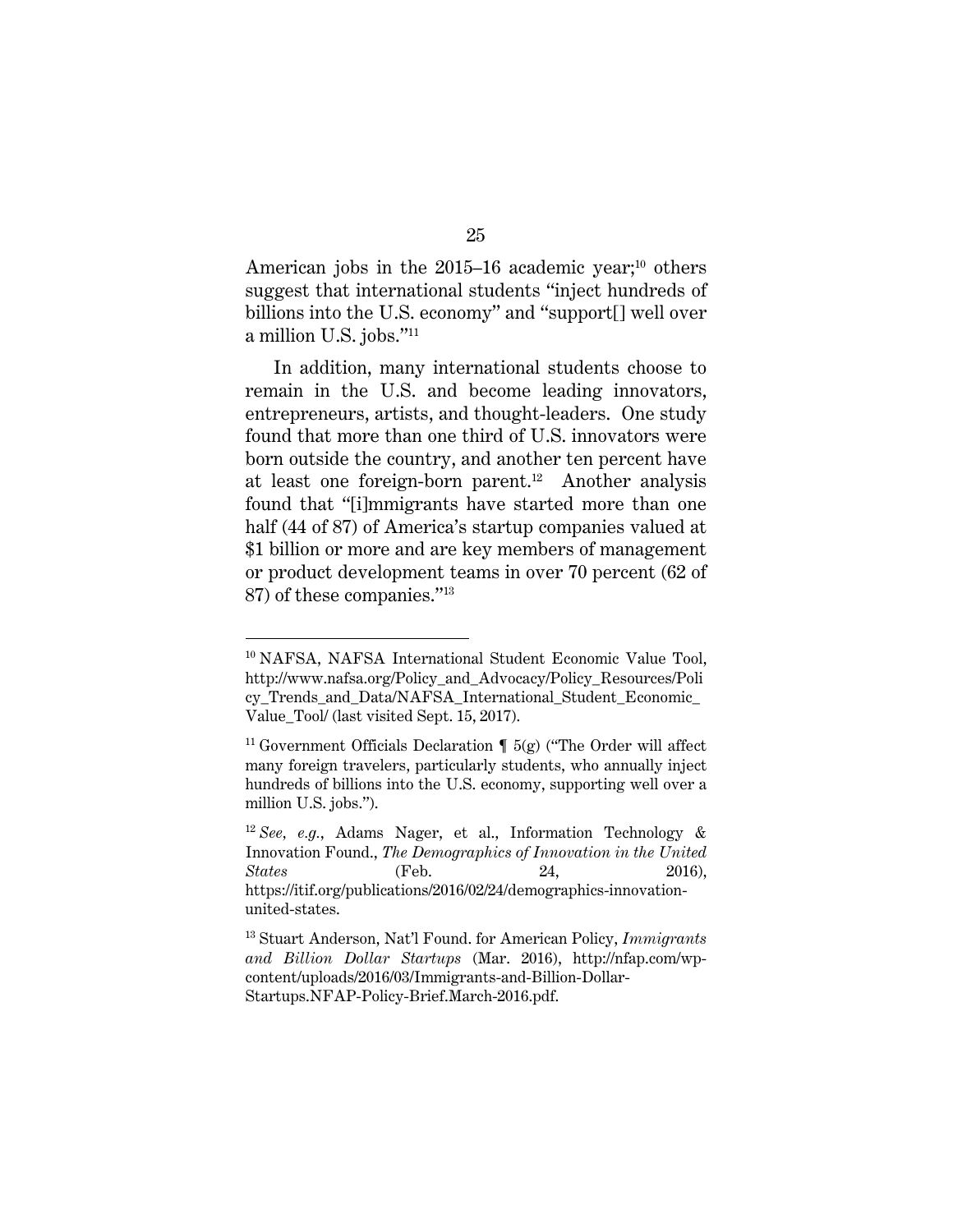American jobs in the 2015–16 academic year;[10] others suggest that international students "inject hundreds of billions into the U.S. economy" and "support[] well over a million U.S. jobs."[11]

In addition, many international students choose to remain in the U.S. and become leading innovators, entrepreneurs, artists, and thought-leaders. One study found that more than one third of U.S. innovators were born outside the country, and another ten percent have at least one foreign-born parent.[12] Another analysis found that "[i]mmigrants have started more than one half (44 of 87) of America's startup companies valued at $1 billion or more and are key members of management or product development teams in over 70 percent (62 of 87) of these companies."[13]

---

[10] NAFSA, NAFSA International Student Economic Value Tool, http://www.nafsa.org/Policy_and_Advocacy/Policy_Resources/Policy_Trends_and_Data/NAFSA_International_Student_Economic_Value_Tool/ (last visited Sept. 15, 2017).

[11] Government Officials Declaration ¶ 5(g) ("The Order will affect many foreign travelers, particularly students, who annually inject hundreds of billions into the U.S. economy, supporting well over a million U.S. jobs.").

[12] *See, e.g.*, Adams Nager, et al., Information Technology & Innovation Found., *The Demographics of Innovation in the United States* (Feb. 24, 2016), https://itif.org/publications/2016/02/24/demographics-innovation-united-states.

[13] Stuart Anderson, Nat'l Found. for American Policy, *Immigrants and Billion Dollar Startups* (Mar. 2016), http://nfap.com/wp-content/uploads/2016/03/Immigrants-and-Billion-Dollar-Startups.NFAP-Policy-Brief.March-2016.pdf.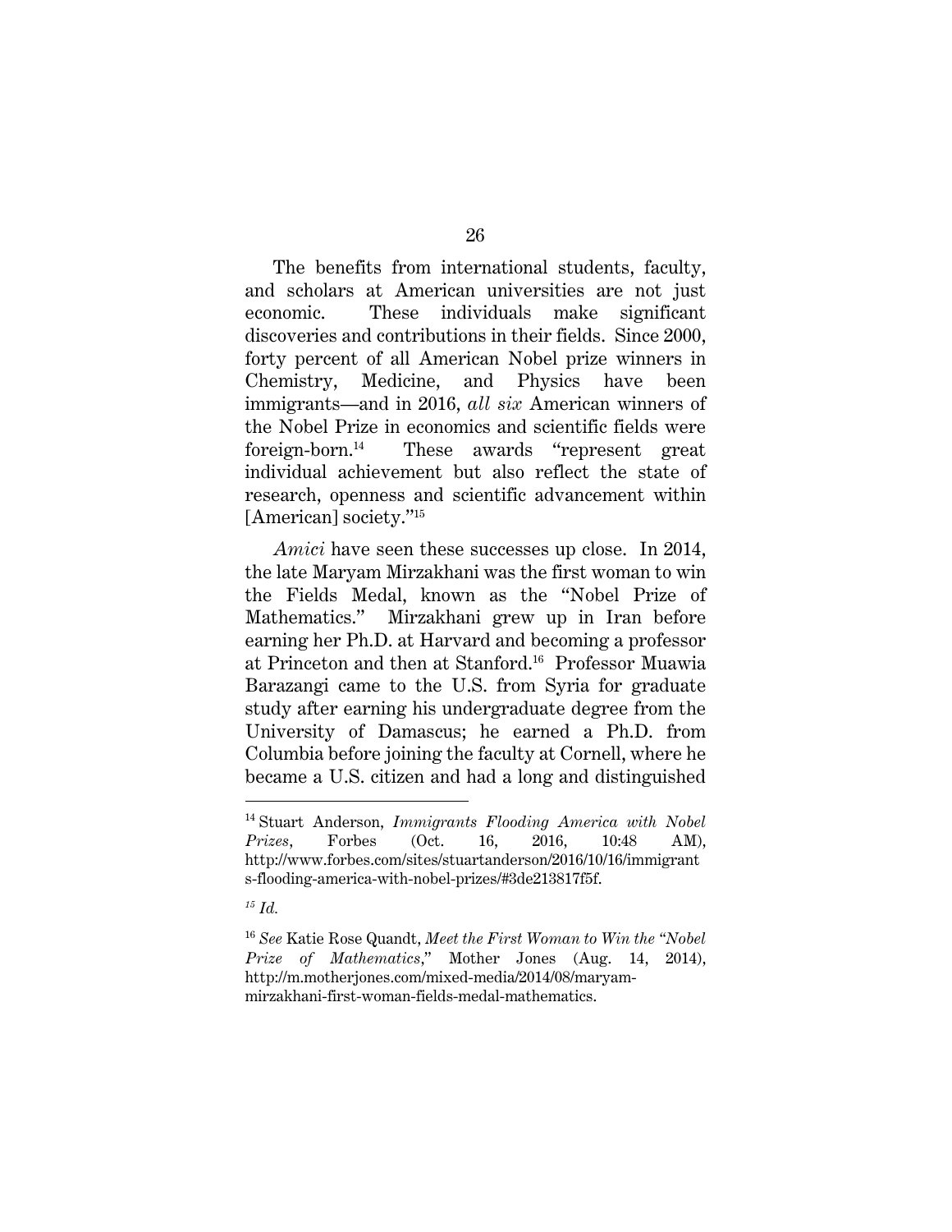The benefits from international students, faculty, and scholars at American universities are not just economic. These individuals make significant discoveries and contributions in their fields. Since 2000, forty percent of all American Nobel prize winners in Chemistry, Medicine, and Physics have been immigrants—and in 2016, *all six* American winners of the Nobel Prize in economics and scientific fields were foreign-born.[14] These awards "represent great individual achievement but also reflect the state of research, openness and scientific advancement within [American] society."[15]

*Amici* have seen these successes up close. In 2014, the late Maryam Mirzakhani was the first woman to win the Fields Medal, known as the "Nobel Prize of Mathematics." Mirzakhani grew up in Iran before earning her Ph.D. at Harvard and becoming a professor at Princeton and then at Stanford.[16] Professor Muawia Barazangi came to the U.S. from Syria for graduate study after earning his undergraduate degree from the University of Damascus; he earned a Ph.D. from Columbia before joining the faculty at Cornell, where he became a U.S. citizen and had a long and distinguished

---

[14] Stuart Anderson, *Immigrants Flooding America with Nobel Prizes*, Forbes (Oct. 16, 2016, 10:48 AM), http://www.forbes.com/sites/stuartanderson/2016/10/16/immigrants-flooding-america-with-nobel-prizes/#3de213817f5f.

[15] *Id.*

[16] *See* Katie Rose Quandt, *Meet the First Woman to Win the "Nobel Prize of Mathematics*," Mother Jones (Aug. 14, 2014), http://m.motherjones.com/mixed-media/2014/08/maryam-mirzakhani-first-woman-fields-medal-mathematics.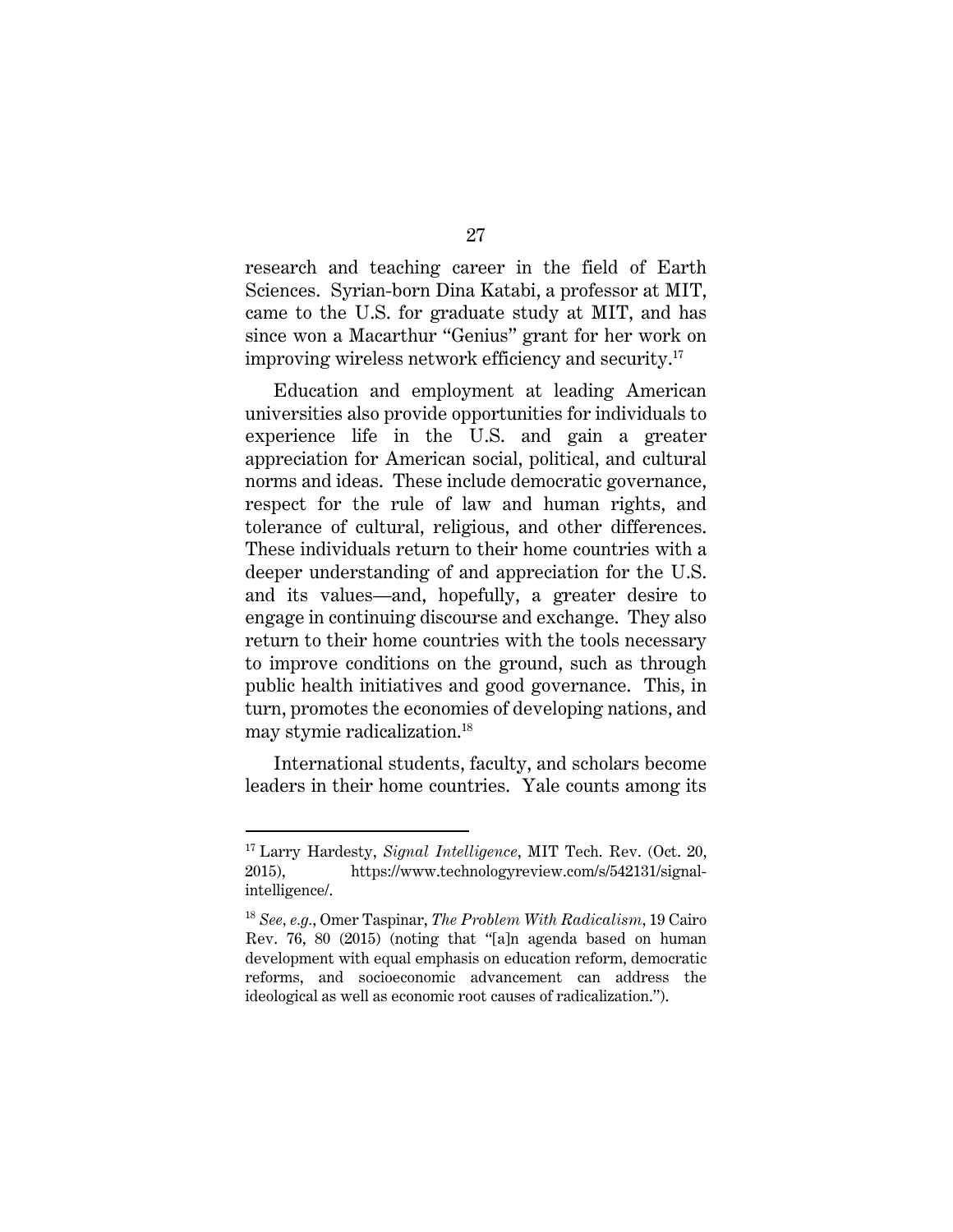research and teaching career in the field of Earth Sciences. Syrian-born Dina Katabi, a professor at MIT, came to the U.S. for graduate study at MIT, and has since won a Macarthur "Genius" grant for her work on improving wireless network efficiency and security.[17]

Education and employment at leading American universities also provide opportunities for individuals to experience life in the U.S. and gain a greater appreciation for American social, political, and cultural norms and ideas. These include democratic governance, respect for the rule of law and human rights, and tolerance of cultural, religious, and other differences. These individuals return to their home countries with a deeper understanding of and appreciation for the U.S. and its values—and, hopefully, a greater desire to engage in continuing discourse and exchange. They also return to their home countries with the tools necessary to improve conditions on the ground, such as through public health initiatives and good governance. This, in turn, promotes the economies of developing nations, and may stymie radicalization.[18]

International students, faculty, and scholars become leaders in their home countries. Yale counts among its

---

[17] Larry Hardesty, *Signal Intelligence*, MIT Tech. Rev. (Oct. 20, 2015), https://www.technologyreview.com/s/542131/signal-intelligence/.

[18] *See, e.g.*, Omer Taspinar, *The Problem With Radicalism*, 19 Cairo Rev. 76, 80 (2015) (noting that "[a]n agenda based on human development with equal emphasis on education reform, democratic reforms, and socioeconomic advancement can address the ideological as well as economic root causes of radicalization.").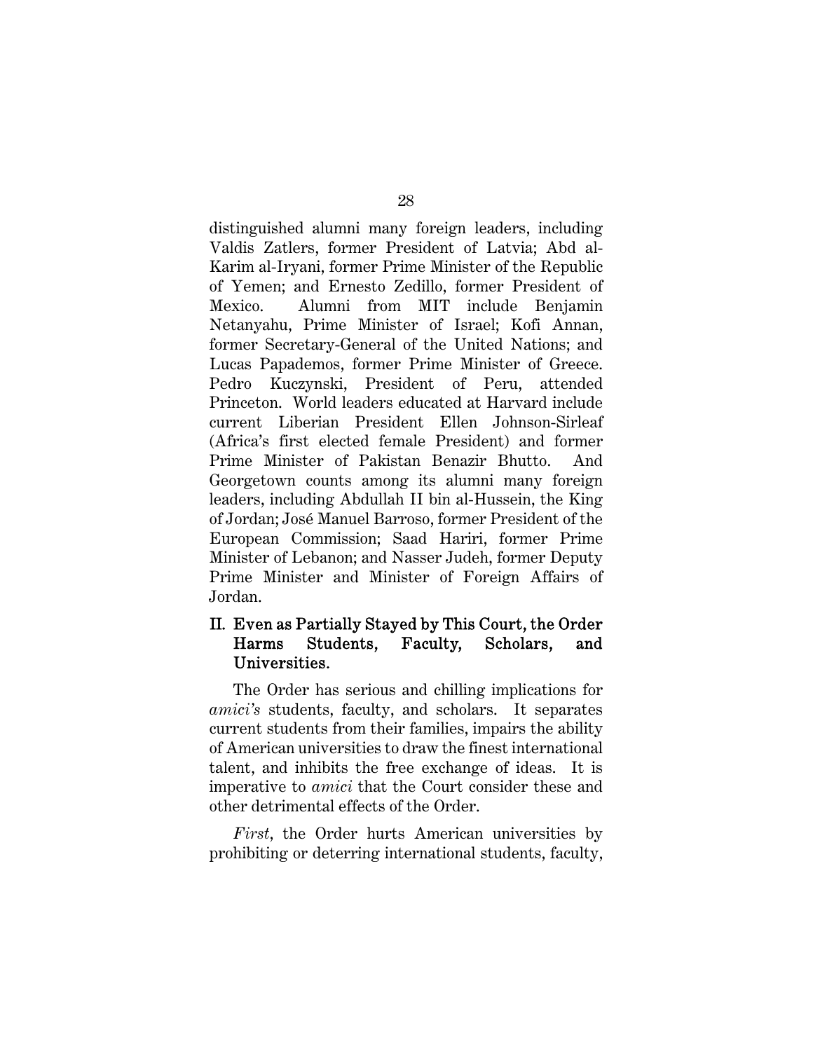distinguished alumni many foreign leaders, including Valdis Zatlers, former President of Latvia; Abd al-Karim al-Iryani, former Prime Minister of the Republic of Yemen; and Ernesto Zedillo, former President of Mexico. Alumni from MIT include Benjamin Netanyahu, Prime Minister of Israel; Kofi Annan, former Secretary-General of the United Nations; and Lucas Papademos, former Prime Minister of Greece. Pedro Kuczynski, President of Peru, attended Princeton. World leaders educated at Harvard include current Liberian President Ellen Johnson-Sirleaf (Africa's first elected female President) and former Prime Minister of Pakistan Benazir Bhutto. And Georgetown counts among its alumni many foreign leaders, including Abdullah II bin al-Hussein, the King of Jordan; José Manuel Barroso, former President of the European Commission; Saad Hariri, former Prime Minister of Lebanon; and Nasser Judeh, former Deputy Prime Minister and Minister of Foreign Affairs of Jordan.

## II. Even as Partially Stayed by This Court, the Order Harms Students, Faculty, Scholars, and Universities.

The Order has serious and chilling implications for *amici's* students, faculty, and scholars. It separates current students from their families, impairs the ability of American universities to draw the finest international talent, and inhibits the free exchange of ideas. It is imperative to *amici* that the Court consider these and other detrimental effects of the Order.

*First*, the Order hurts American universities by prohibiting or deterring international students, faculty,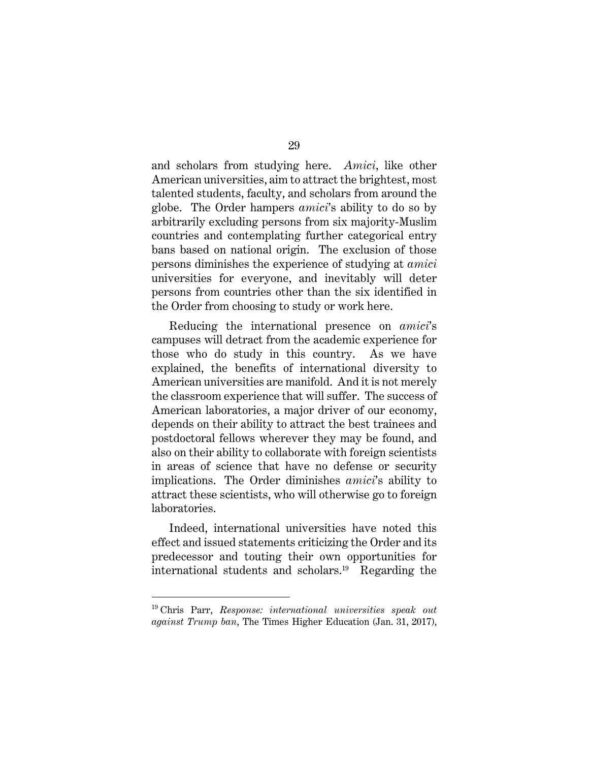and scholars from studying here. *Amici*, like other American universities, aim to attract the brightest, most talented students, faculty, and scholars from around the globe. The Order hampers *amici*'s ability to do so by arbitrarily excluding persons from six majority-Muslim countries and contemplating further categorical entry bans based on national origin. The exclusion of those persons diminishes the experience of studying at *amici* universities for everyone, and inevitably will deter persons from countries other than the six identified in the Order from choosing to study or work here.

Reducing the international presence on *amici*'s campuses will detract from the academic experience for those who do study in this country. As we have explained, the benefits of international diversity to American universities are manifold. And it is not merely the classroom experience that will suffer. The success of American laboratories, a major driver of our economy, depends on their ability to attract the best trainees and postdoctoral fellows wherever they may be found, and also on their ability to collaborate with foreign scientists in areas of science that have no defense or security implications. The Order diminishes *amici*'s ability to attract these scientists, who will otherwise go to foreign laboratories.

Indeed, international universities have noted this effect and issued statements criticizing the Order and its predecessor and touting their own opportunities for international students and scholars.[19] Regarding the

---

[19] Chris Parr, *Response: international universities speak out against Trump ban*, The Times Higher Education (Jan. 31, 2017),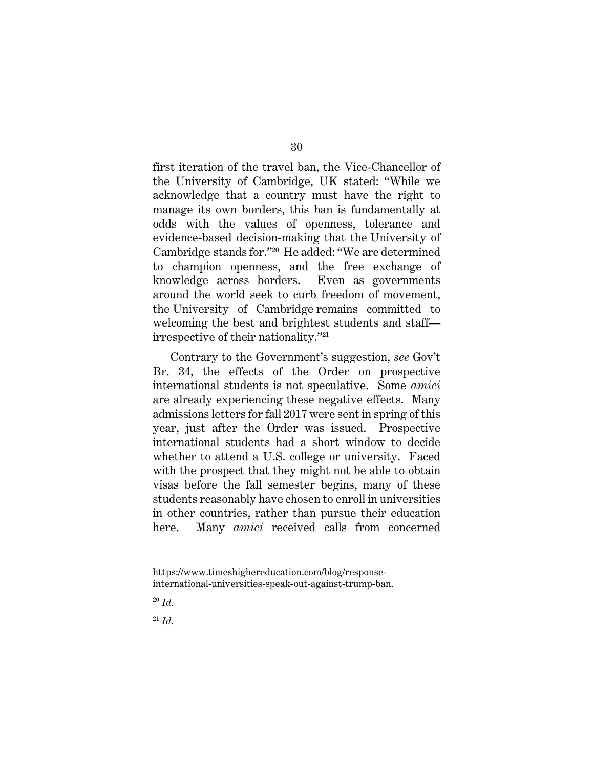first iteration of the travel ban, the Vice-Chancellor of the University of Cambridge, UK stated: "While we acknowledge that a country must have the right to manage its own borders, this ban is fundamentally at odds with the values of openness, tolerance and evidence-based decision-making that the University of Cambridge stands for."[20] He added: "We are determined to champion openness, and the free exchange of knowledge across borders. Even as governments around the world seek to curb freedom of movement, the University of Cambridge remains committed to welcoming the best and brightest students and staff—irrespective of their nationality."[21]

Contrary to the Government's suggestion, *see* Gov't Br. 34, the effects of the Order on prospective international students is not speculative. Some *amici* are already experiencing these negative effects. Many admissions letters for fall 2017 were sent in spring of this year, just after the Order was issued. Prospective international students had a short window to decide whether to attend a U.S. college or university. Faced with the prospect that they might not be able to obtain visas before the fall semester begins, many of these students reasonably have chosen to enroll in universities in other countries, rather than pursue their education here. Many *amici* received calls from concerned

---

https://www.timeshighereducation.com/blog/response-international-universities-speak-out-against-trump-ban.

[20] *Id.*

[21] *Id.*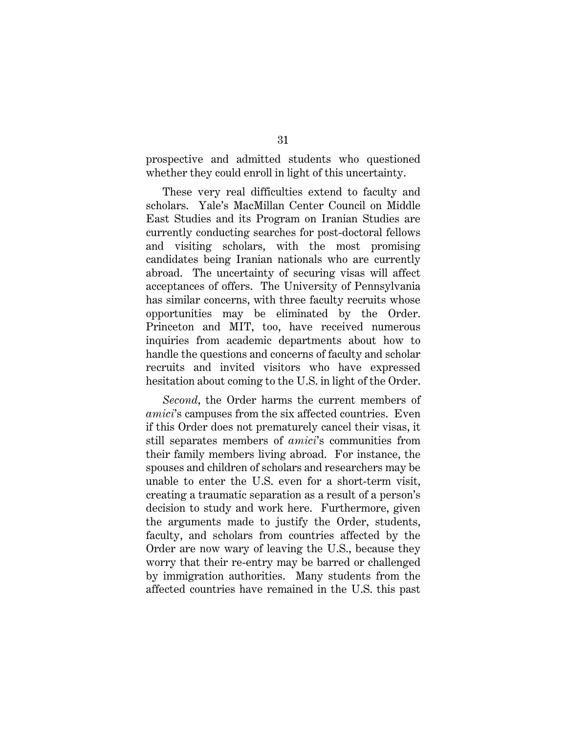prospective and admitted students who questioned whether they could enroll in light of this uncertainty.

These very real difficulties extend to faculty and scholars. Yale's MacMillan Center Council on Middle East Studies and its Program on Iranian Studies are currently conducting searches for post-doctoral fellows and visiting scholars, with the most promising candidates being Iranian nationals who are currently abroad. The uncertainty of securing visas will affect acceptances of offers. The University of Pennsylvania has similar concerns, with three faculty recruits whose opportunities may be eliminated by the Order. Princeton and MIT, too, have received numerous inquiries from academic departments about how to handle the questions and concerns of faculty and scholar recruits and invited visitors who have expressed hesitation about coming to the U.S. in light of the Order.

*Second*, the Order harms the current members of *amici*'s campuses from the six affected countries. Even if this Order does not prematurely cancel their visas, it still separates members of *amici*'s communities from their family members living abroad. For instance, the spouses and children of scholars and researchers may be unable to enter the U.S. even for a short-term visit, creating a traumatic separation as a result of a person's decision to study and work here. Furthermore, given the arguments made to justify the Order, students, faculty, and scholars from countries affected by the Order are now wary of leaving the U.S., because they worry that their re-entry may be barred or challenged by immigration authorities. Many students from the affected countries have remained in the U.S. this past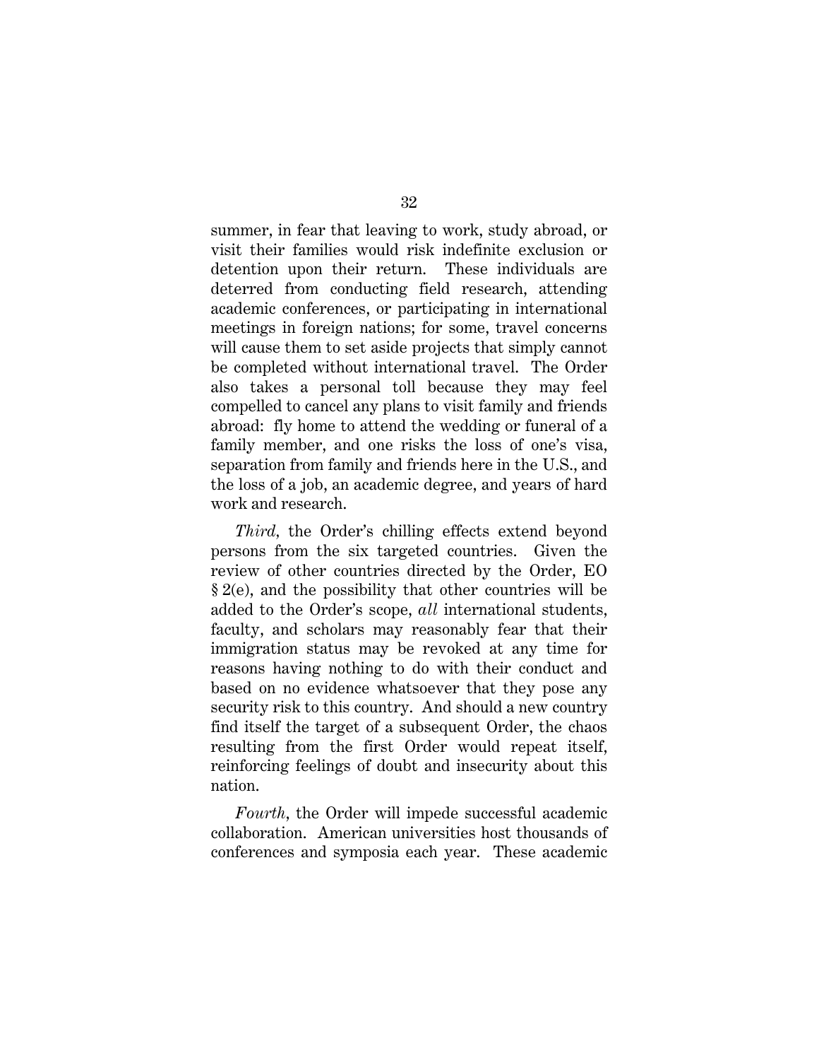summer, in fear that leaving to work, study abroad, or visit their families would risk indefinite exclusion or detention upon their return. These individuals are deterred from conducting field research, attending academic conferences, or participating in international meetings in foreign nations; for some, travel concerns will cause them to set aside projects that simply cannot be completed without international travel. The Order also takes a personal toll because they may feel compelled to cancel any plans to visit family and friends abroad: fly home to attend the wedding or funeral of a family member, and one risks the loss of one's visa, separation from family and friends here in the U.S., and the loss of a job, an academic degree, and years of hard work and research.

*Third*, the Order's chilling effects extend beyond persons from the six targeted countries. Given the review of other countries directed by the Order, EO § 2(e), and the possibility that other countries will be added to the Order's scope, *all* international students, faculty, and scholars may reasonably fear that their immigration status may be revoked at any time for reasons having nothing to do with their conduct and based on no evidence whatsoever that they pose any security risk to this country. And should a new country find itself the target of a subsequent Order, the chaos resulting from the first Order would repeat itself, reinforcing feelings of doubt and insecurity about this nation.

*Fourth*, the Order will impede successful academic collaboration. American universities host thousands of conferences and symposia each year. These academic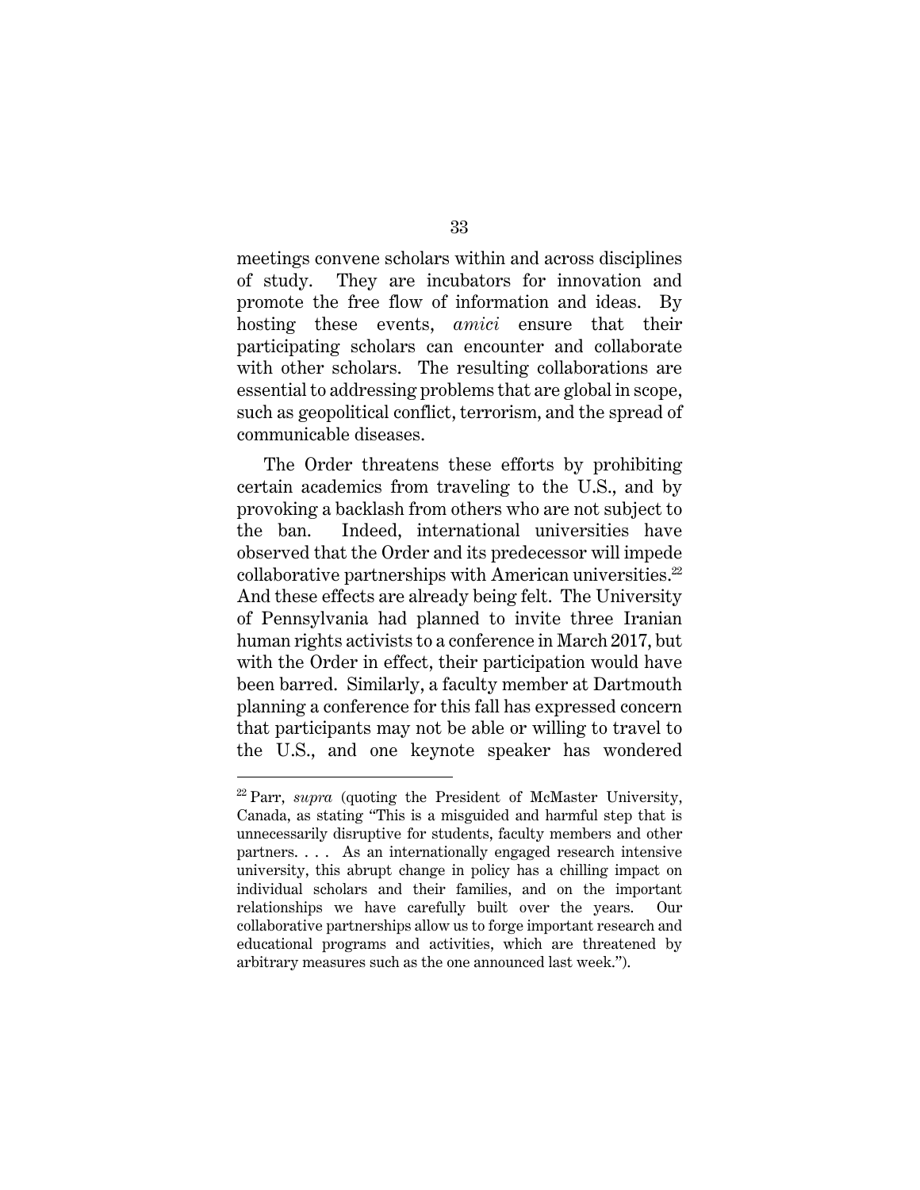meetings convene scholars within and across disciplines of study. They are incubators for innovation and promote the free flow of information and ideas. By hosting these events, *amici* ensure that their participating scholars can encounter and collaborate with other scholars. The resulting collaborations are essential to addressing problems that are global in scope, such as geopolitical conflict, terrorism, and the spread of communicable diseases.

The Order threatens these efforts by prohibiting certain academics from traveling to the U.S., and by provoking a backlash from others who are not subject to the ban. Indeed, international universities have observed that the Order and its predecessor will impede collaborative partnerships with American universities.[22] And these effects are already being felt. The University of Pennsylvania had planned to invite three Iranian human rights activists to a conference in March 2017, but with the Order in effect, their participation would have been barred. Similarly, a faculty member at Dartmouth planning a conference for this fall has expressed concern that participants may not be able or willing to travel to the U.S., and one keynote speaker has wondered

---

[22] Parr, *supra* (quoting the President of McMaster University, Canada, as stating "This is a misguided and harmful step that is unnecessarily disruptive for students, faculty members and other partners. . . . As an internationally engaged research intensive university, this abrupt change in policy has a chilling impact on individual scholars and their families, and on the important relationships we have carefully built over the years. Our collaborative partnerships allow us to forge important research and educational programs and activities, which are threatened by arbitrary measures such as the one announced last week.").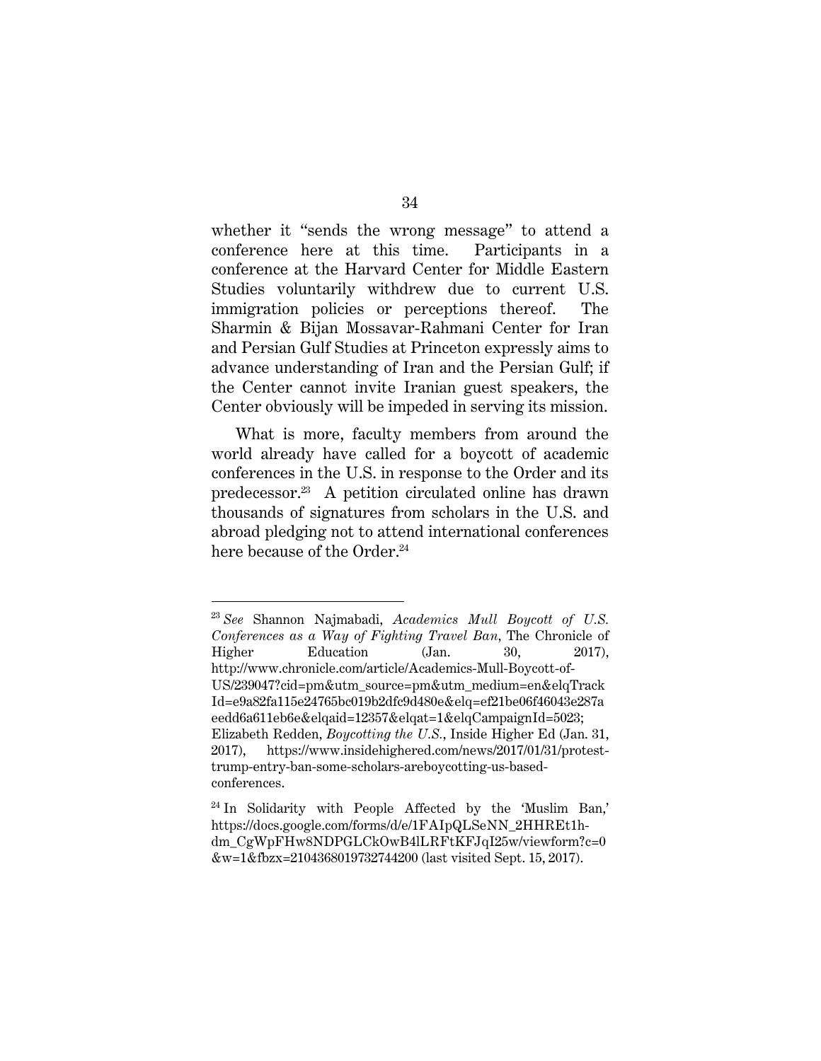whether it "sends the wrong message" to attend a conference here at this time. Participants in a conference at the Harvard Center for Middle Eastern Studies voluntarily withdrew due to current U.S. immigration policies or perceptions thereof. The Sharmin & Bijan Mossavar-Rahmani Center for Iran and Persian Gulf Studies at Princeton expressly aims to advance understanding of Iran and the Persian Gulf; if the Center cannot invite Iranian guest speakers, the Center obviously will be impeded in serving its mission.

What is more, faculty members from around the world already have called for a boycott of academic conferences in the U.S. in response to the Order and its predecessor.[23] A petition circulated online has drawn thousands of signatures from scholars in the U.S. and abroad pledging not to attend international conferences here because of the Order.[24]

---

[23] *See* Shannon Najmabadi, *Academics Mull Boycott of U.S. Conferences as a Way of Fighting Travel Ban*, The Chronicle of Higher Education (Jan. 30, 2017), http://www.chronicle.com/article/Academics-Mull-Boycott-of-US/239047?cid=pm&utm_source=pm&utm_medium=en&elqTrackId=e9a82fa115e24765bc019b2dfc9d480e&elq=ef21be06f46043e287aeedd6a611eb6e&elqaid=12357&elqat=1&elqCampaignId=5023; Elizabeth Redden, *Boycotting the U.S.*, Inside Higher Ed (Jan. 31, 2017), https://www.insidehighered.com/news/2017/01/31/protest-trump-entry-ban-some-scholars-areboycotting-us-based-conferences.

[24] In Solidarity with People Affected by the 'Muslim Ban,' https://docs.google.com/forms/d/e/1FAIpQLSeNN_2HHREt1h-dm_CgWpFHw8NDPGLCkOwB4lLRFtKFJqI25w/viewform?c=0&w=1&fbzx=2104368019732744200 (last visited Sept. 15, 2017).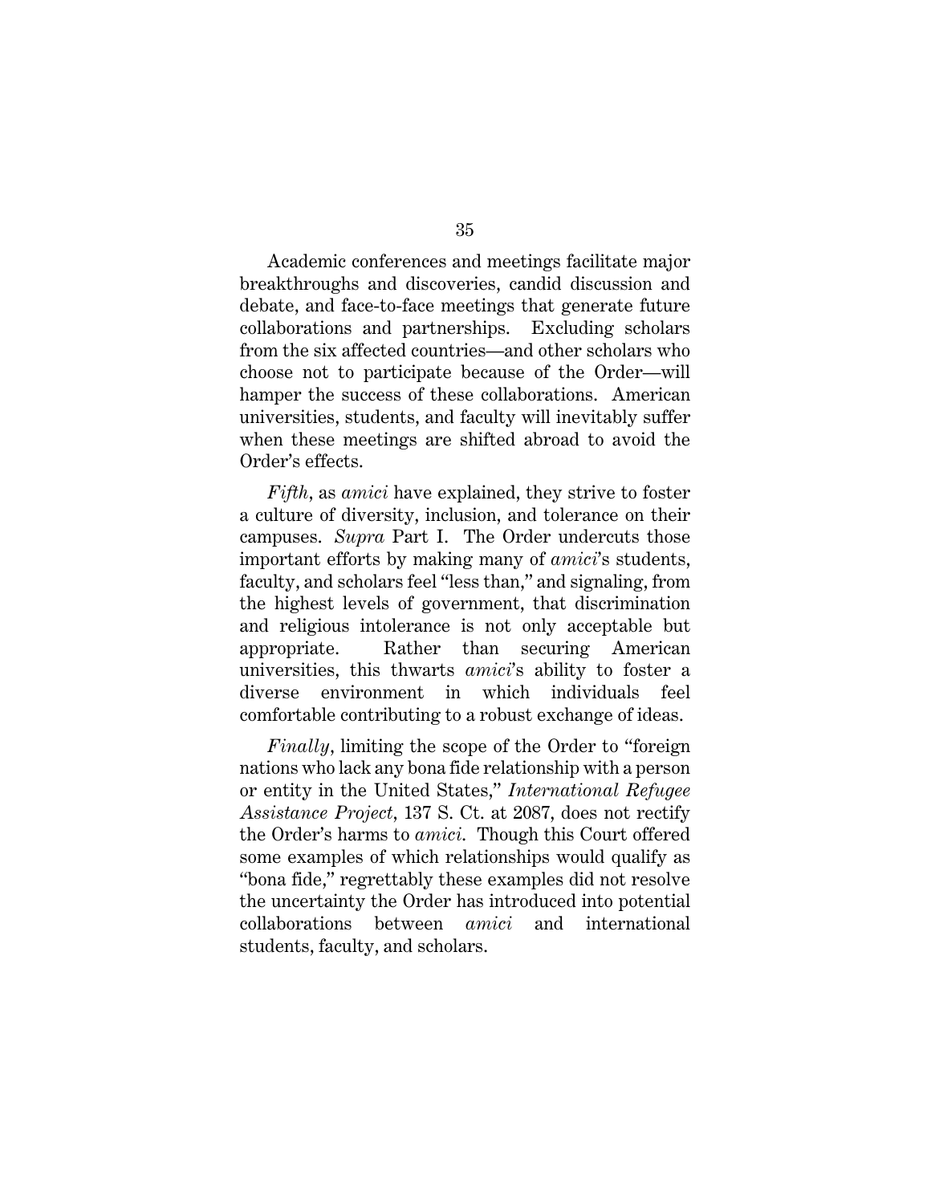Academic conferences and meetings facilitate major breakthroughs and discoveries, candid discussion and debate, and face-to-face meetings that generate future collaborations and partnerships. Excluding scholars from the six affected countries—and other scholars who choose not to participate because of the Order—will hamper the success of these collaborations. American universities, students, and faculty will inevitably suffer when these meetings are shifted abroad to avoid the Order's effects.

*Fifth*, as *amici* have explained, they strive to foster a culture of diversity, inclusion, and tolerance on their campuses. *Supra* Part I. The Order undercuts those important efforts by making many of *amici*'s students, faculty, and scholars feel "less than," and signaling, from the highest levels of government, that discrimination and religious intolerance is not only acceptable but appropriate. Rather than securing American universities, this thwarts *amici*'s ability to foster a diverse environment in which individuals feel comfortable contributing to a robust exchange of ideas.

*Finally*, limiting the scope of the Order to "foreign nations who lack any bona fide relationship with a person or entity in the United States," *International Refugee Assistance Project*, 137 S. Ct. at 2087, does not rectify the Order's harms to *amici*. Though this Court offered some examples of which relationships would qualify as "bona fide," regrettably these examples did not resolve the uncertainty the Order has introduced into potential collaborations between *amici* and international students, faculty, and scholars.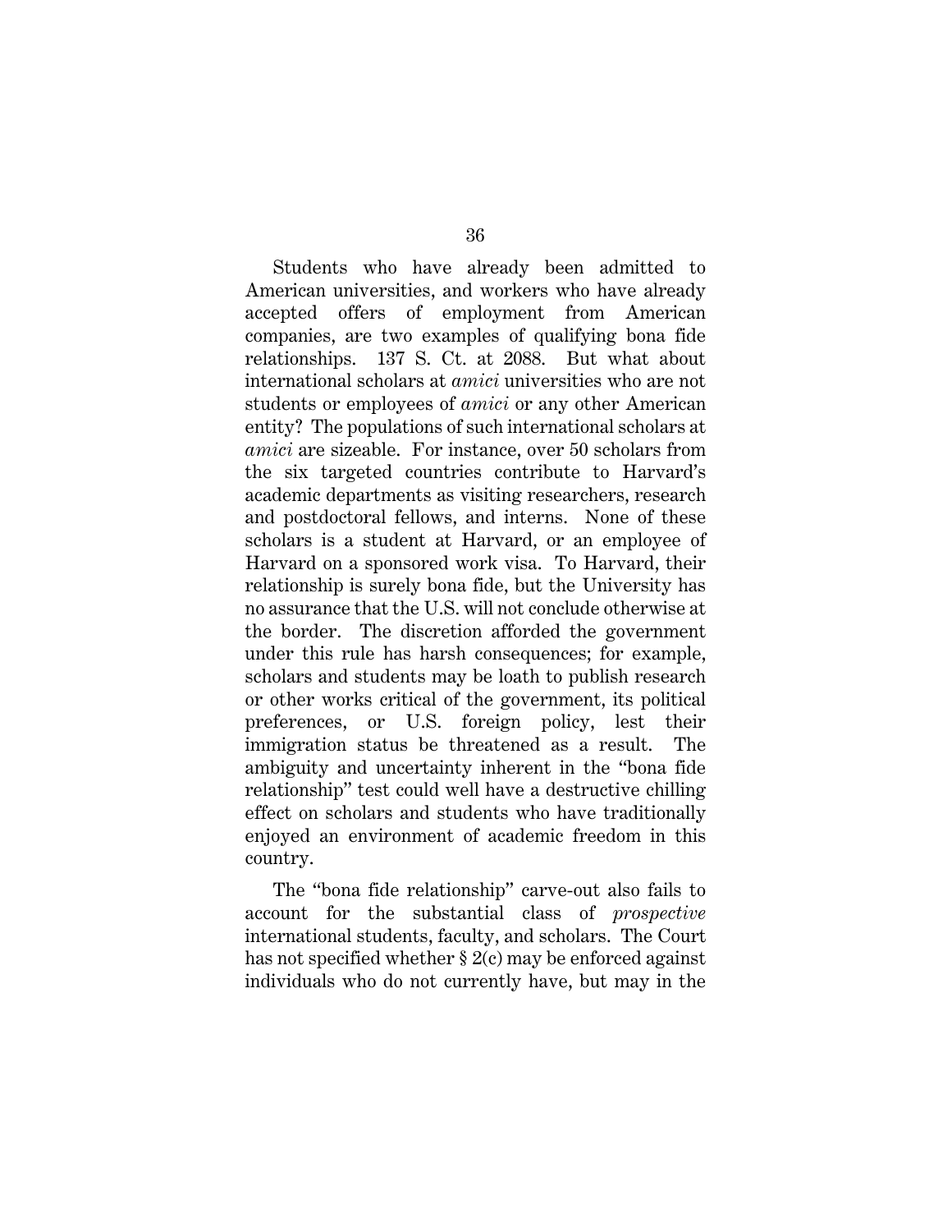Students who have already been admitted to American universities, and workers who have already accepted offers of employment from American companies, are two examples of qualifying bona fide relationships. 137 S. Ct. at 2088. But what about international scholars at *amici* universities who are not students or employees of *amici* or any other American entity? The populations of such international scholars at *amici* are sizeable. For instance, over 50 scholars from the six targeted countries contribute to Harvard's academic departments as visiting researchers, research and postdoctoral fellows, and interns. None of these scholars is a student at Harvard, or an employee of Harvard on a sponsored work visa. To Harvard, their relationship is surely bona fide, but the University has no assurance that the U.S. will not conclude otherwise at the border. The discretion afforded the government under this rule has harsh consequences; for example, scholars and students may be loath to publish research or other works critical of the government, its political preferences, or U.S. foreign policy, lest their immigration status be threatened as a result. The ambiguity and uncertainty inherent in the "bona fide relationship" test could well have a destructive chilling effect on scholars and students who have traditionally enjoyed an environment of academic freedom in this country.

The "bona fide relationship" carve-out also fails to account for the substantial class of *prospective* international students, faculty, and scholars. The Court has not specified whether § 2(c) may be enforced against individuals who do not currently have, but may in the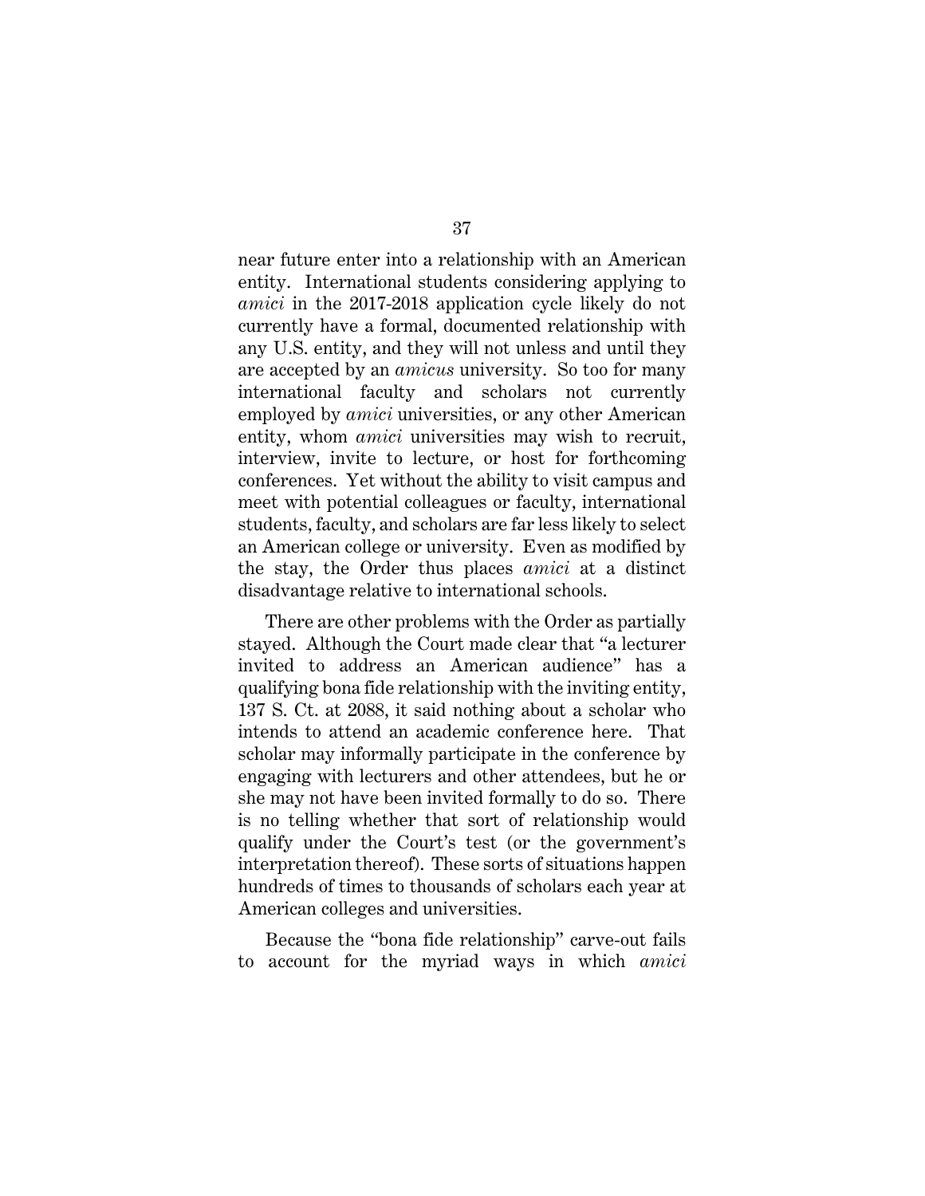near future enter into a relationship with an American entity. International students considering applying to *amici* in the 2017-2018 application cycle likely do not currently have a formal, documented relationship with any U.S. entity, and they will not unless and until they are accepted by an *amicus* university. So too for many international faculty and scholars not currently employed by *amici* universities, or any other American entity, whom *amici* universities may wish to recruit, interview, invite to lecture, or host for forthcoming conferences. Yet without the ability to visit campus and meet with potential colleagues or faculty, international students, faculty, and scholars are far less likely to select an American college or university. Even as modified by the stay, the Order thus places *amici* at a distinct disadvantage relative to international schools.

There are other problems with the Order as partially stayed. Although the Court made clear that "a lecturer invited to address an American audience" has a qualifying bona fide relationship with the inviting entity, 137 S. Ct. at 2088, it said nothing about a scholar who intends to attend an academic conference here. That scholar may informally participate in the conference by engaging with lecturers and other attendees, but he or she may not have been invited formally to do so. There is no telling whether that sort of relationship would qualify under the Court's test (or the government's interpretation thereof). These sorts of situations happen hundreds of times to thousands of scholars each year at American colleges and universities.

Because the "bona fide relationship" carve-out fails to account for the myriad ways in which *amici*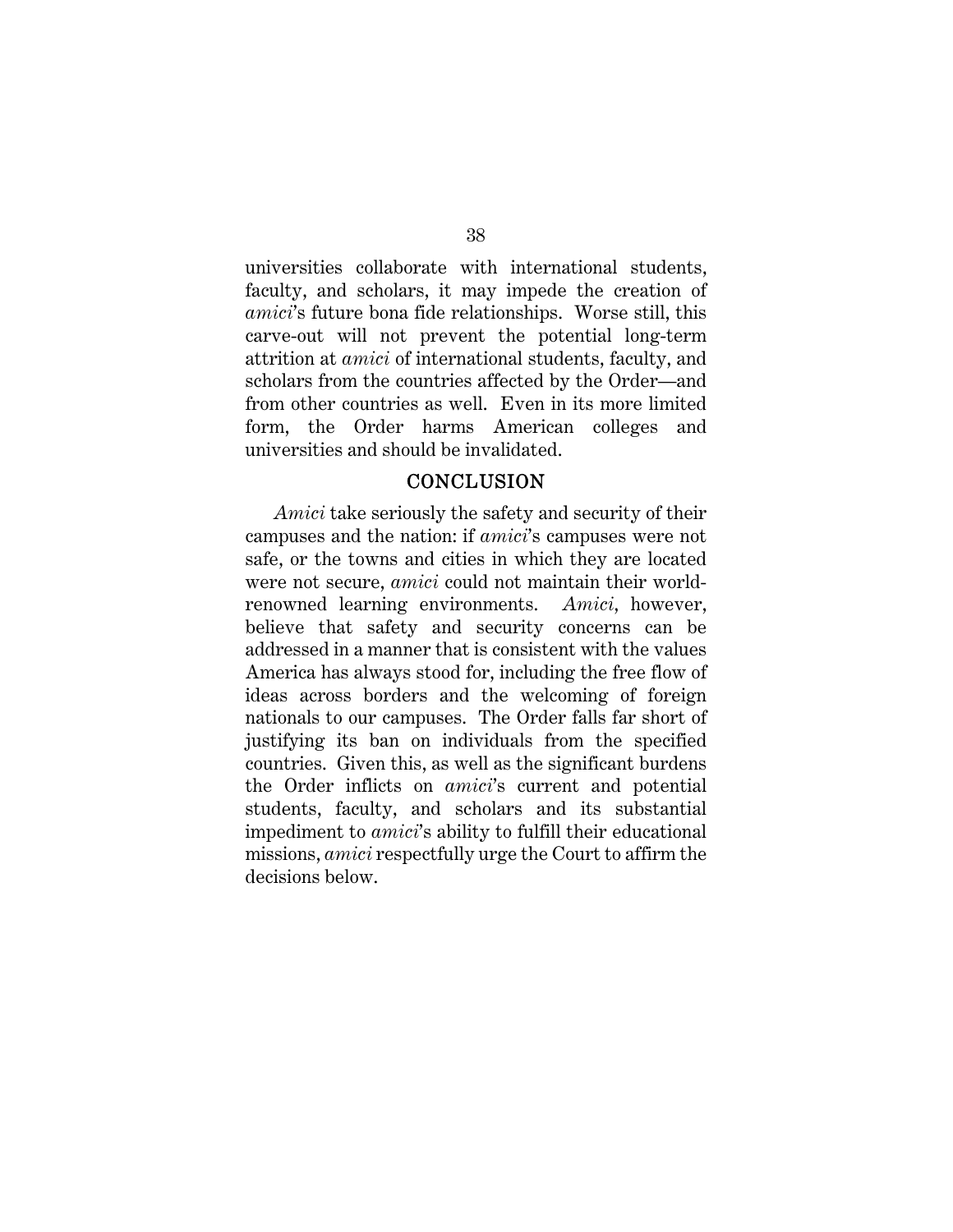universities collaborate with international students, faculty, and scholars, it may impede the creation of *amici*'s future bona fide relationships. Worse still, this carve-out will not prevent the potential long-term attrition at *amici* of international students, faculty, and scholars from the countries affected by the Order—and from other countries as well. Even in its more limited form, the Order harms American colleges and universities and should be invalidated.

## CONCLUSION

*Amici* take seriously the safety and security of their campuses and the nation: if *amici*'s campuses were not safe, or the towns and cities in which they are located were not secure, *amici* could not maintain their world-renowned learning environments. *Amici*, however, believe that safety and security concerns can be addressed in a manner that is consistent with the values America has always stood for, including the free flow of ideas across borders and the welcoming of foreign nationals to our campuses. The Order falls far short of justifying its ban on individuals from the specified countries. Given this, as well as the significant burdens the Order inflicts on *amici*'s current and potential students, faculty, and scholars and its substantial impediment to *amici*'s ability to fulfill their educational missions, *amici* respectfully urge the Court to affirm the decisions below.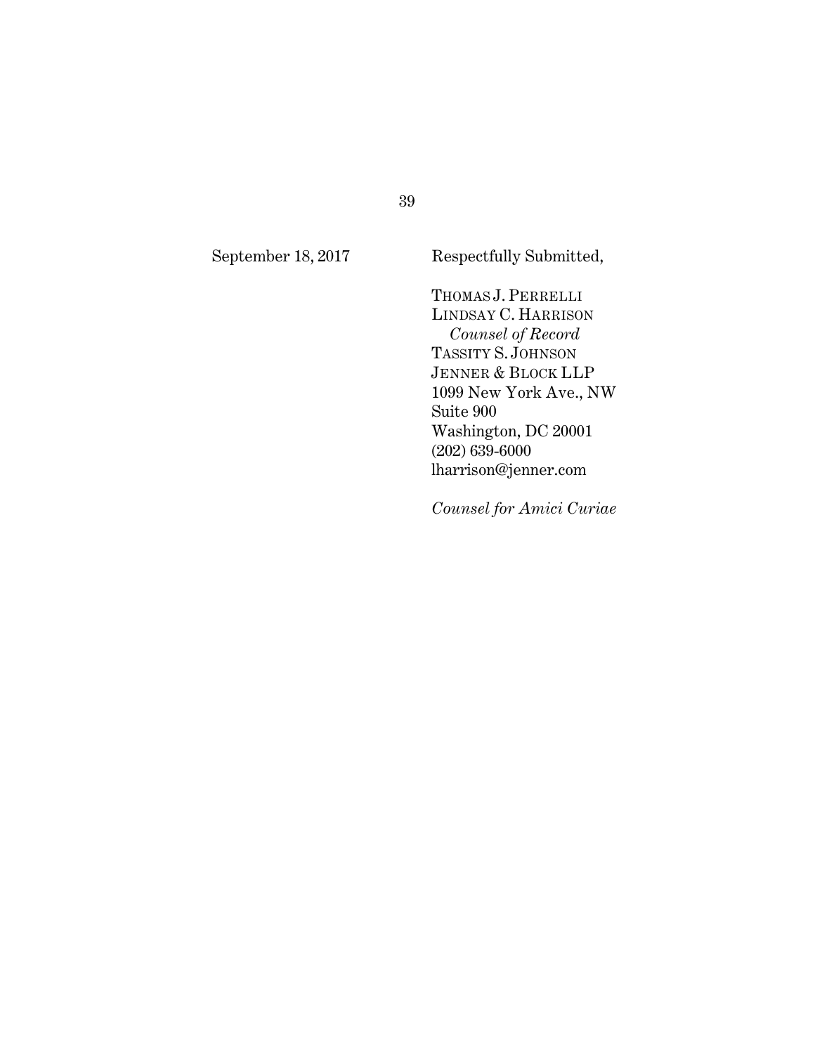September 18, 2017

Respectfully Submitted,

THOMAS J. PERRELLI  
LINDSAY C. HARRISON  
*Counsel of Record*  
TASSITY S. JOHNSON  
JENNER & BLOCK LLP  
1099 New York Ave., NW  
Suite 900  
Washington, DC 20001  
(202) 639-6000  
lharrison@jenner.com

*Counsel for Amici Curiae*